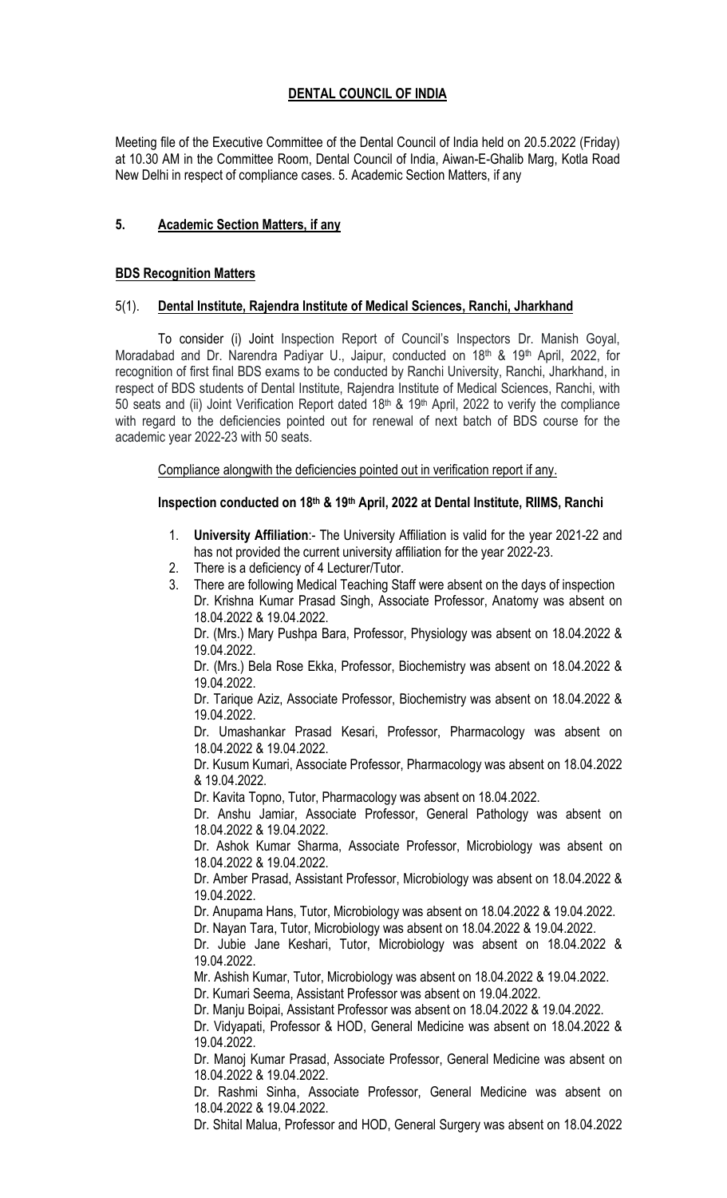## DENTAL COUNCIL OF INDIA

Meeting file of the Executive Committee of the Dental Council of India held on 20.5.2022 (Friday) at 10.30 AM in the Committee Room, Dental Council of India, Aiwan-E-Ghalib Marg, Kotla Road New Delhi in respect of compliance cases. 5. Academic Section Matters, if any

### 5. Academic Section Matters, if any

**BDS Recognition Matters**

#### 5(1). Dental Institute, Rajendra Institute of Medical Sciences, Ranchi, Jharkhand

To consider (i) Joint Inspection Report of Council's Inspectors Dr. Manish Goyal, Moradabad and Dr. Narendra Padiyar U., Jaipur, conducted on 18th & 19th April, 2022, for recognition of first final BDS exams to be conducted by Ranchi University, Ranchi, Jharkhand, in respect of BDS students of Dental Institute, Rajendra Institute of Medical Sciences, Ranchi, with 50 seats and (ii) Joint Verification Report dated 18th & 19th April, 2022 to verify the compliance with regard to the deficiencies pointed out for renewal of next batch of BDS course for the academic year 2022-23 with 50 seats.

Compliance alongwith the deficiencies pointed out in verification report if any.

**Inspection conducted on 18th & 19th April, 2022 at Dental Institute, RIIMS, Ranchi**

1. **University Affiliation**:- The University Affiliation is valid for the year 2021-22 and has not provided the current university affiliation for the year 2022-23.
2. There is a deficiency of 4 Lecturer/Tutor.
3. There are following Medical Teaching Staff were absent on the days of inspection
   Dr. Krishna Kumar Prasad Singh, Associate Professor, Anatomy was absent on 18.04.2022 & 19.04.2022.
   Dr. (Mrs.) Mary Pushpa Bara, Professor, Physiology was absent on 18.04.2022 & 19.04.2022.
   Dr. (Mrs.) Bela Rose Ekka, Professor, Biochemistry was absent on 18.04.2022 & 19.04.2022.
   Dr. Tarique Aziz, Associate Professor, Biochemistry was absent on 18.04.2022 & 19.04.2022.
   Dr. Umashankar Prasad Kesari, Professor, Pharmacology was absent on 18.04.2022 & 19.04.2022.
   Dr. Kusum Kumari, Associate Professor, Pharmacology was absent on 18.04.2022 & 19.04.2022.
   Dr. Kavita Topno, Tutor, Pharmacology was absent on 18.04.2022.
   Dr. Anshu Jamiar, Associate Professor, General Pathology was absent on 18.04.2022 & 19.04.2022.
   Dr. Ashok Kumar Sharma, Associate Professor, Microbiology was absent on 18.04.2022 & 19.04.2022.
   Dr. Amber Prasad, Assistant Professor, Microbiology was absent on 18.04.2022 & 19.04.2022.
   Dr. Anupama Hans, Tutor, Microbiology was absent on 18.04.2022 & 19.04.2022.
   Dr. Nayan Tara, Tutor, Microbiology was absent on 18.04.2022 & 19.04.2022.
   Dr. Jubie Jane Keshari, Tutor, Microbiology was absent on 18.04.2022 & 19.04.2022.
   Mr. Ashish Kumar, Tutor, Microbiology was absent on 18.04.2022 & 19.04.2022.
   Dr. Kumari Seema, Assistant Professor was absent on 19.04.2022.
   Dr. Manju Boipai, Assistant Professor was absent on 18.04.2022 & 19.04.2022.
   Dr. Vidyapati, Professor & HOD, General Medicine was absent on 18.04.2022 & 19.04.2022.
   Dr. Manoj Kumar Prasad, Associate Professor, General Medicine was absent on 18.04.2022 & 19.04.2022.
   Dr. Rashmi Sinha, Associate Professor, General Medicine was absent on 18.04.2022 & 19.04.2022.
   Dr. Shital Malua, Professor and HOD, General Surgery was absent on 18.04.2022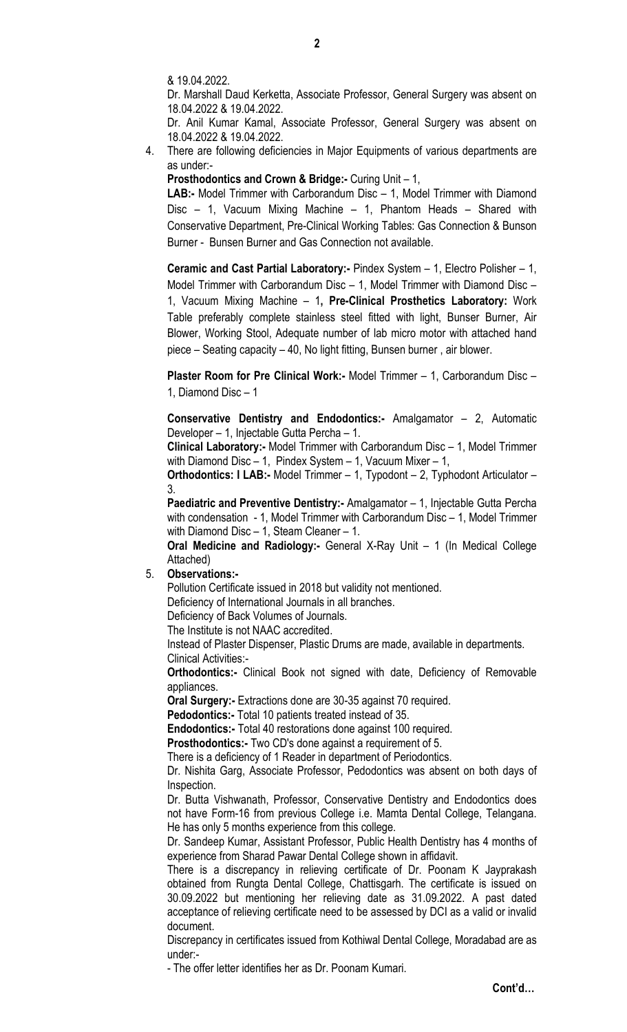& 19.04.2022.

Dr. Marshall Daud Kerketta, Associate Professor, General Surgery was absent on 18.04.2022 & 19.04.2022.

Dr. Anil Kumar Kamal, Associate Professor, General Surgery was absent on 18.04.2022 & 19.04.2022.

4. There are following deficiencies in Major Equipments of various departments are as under:-

   **Prosthodontics and Crown & Bridge:-** Curing Unit – 1,

   **LAB:-** Model Trimmer with Carborandum Disc – 1, Model Trimmer with Diamond Disc – 1, Vacuum Mixing Machine – 1, Phantom Heads – Shared with Conservative Department, Pre-Clinical Working Tables: Gas Connection & Bunson Burner - Bunsen Burner and Gas Connection not available.

   **Ceramic and Cast Partial Laboratory:-** Pindex System – 1, Electro Polisher – 1, Model Trimmer with Carborandum Disc – 1, Model Trimmer with Diamond Disc – 1, Vacuum Mixing Machine – 1**, Pre-Clinical Prosthetics Laboratory:** Work Table preferably complete stainless steel fitted with light, Bunser Burner, Air Blower, Working Stool, Adequate number of lab micro motor with attached hand piece – Seating capacity – 40, No light fitting, Bunsen burner , air blower.

   **Plaster Room for Pre Clinical Work:-** Model Trimmer – 1, Carborandum Disc – 1, Diamond Disc – 1

   **Conservative Dentistry and Endodontics:-** Amalgamator – 2, Automatic Developer – 1, Injectable Gutta Percha – 1.

   **Clinical Laboratory:-** Model Trimmer with Carborandum Disc – 1, Model Trimmer with Diamond Disc – 1, Pindex System – 1, Vacuum Mixer – 1,

   **Orthodontics: I LAB:-** Model Trimmer – 1, Typodont – 2, Typhodont Articulator – 3.

   **Paediatric and Preventive Dentistry:-** Amalgamator – 1, Injectable Gutta Percha with condensation - 1, Model Trimmer with Carborandum Disc – 1, Model Trimmer with Diamond Disc – 1, Steam Cleaner – 1.

   **Oral Medicine and Radiology:-** General X-Ray Unit – 1 (In Medical College Attached)

5. **Observations:-**

   Pollution Certificate issued in 2018 but validity not mentioned.

   Deficiency of International Journals in all branches.

   Deficiency of Back Volumes of Journals.

   The Institute is not NAAC accredited.

   Instead of Plaster Dispenser, Plastic Drums are made, available in departments.

   Clinical Activities:-

   **Orthodontics:-** Clinical Book not signed with date, Deficiency of Removable appliances.

   **Oral Surgery:-** Extractions done are 30-35 against 70 required.

   **Pedodontics:-** Total 10 patients treated instead of 35.

   **Endodontics:-** Total 40 restorations done against 100 required.

   **Prosthodontics:-** Two CD's done against a requirement of 5.

   There is a deficiency of 1 Reader in department of Periodontics.

   Dr. Nishita Garg, Associate Professor, Pedodontics was absent on both days of Inspection.

   Dr. Butta Vishwanath, Professor, Conservative Dentistry and Endodontics does not have Form-16 from previous College i.e. Mamta Dental College, Telangana. He has only 5 months experience from this college.

   Dr. Sandeep Kumar, Assistant Professor, Public Health Dentistry has 4 months of experience from Sharad Pawar Dental College shown in affidavit.

   There is a discrepancy in relieving certificate of Dr. Poonam K Jayprakash obtained from Rungta Dental College, Chattisgarh. The certificate is issued on 30.09.2022 but mentioning her relieving date as 31.09.2022. A past dated acceptance of relieving certificate need to be assessed by DCI as a valid or invalid document.

   Discrepancy in certificates issued from Kothiwal Dental College, Moradabad are as under:-

   - The offer letter identifies her as Dr. Poonam Kumari.

Cont'd…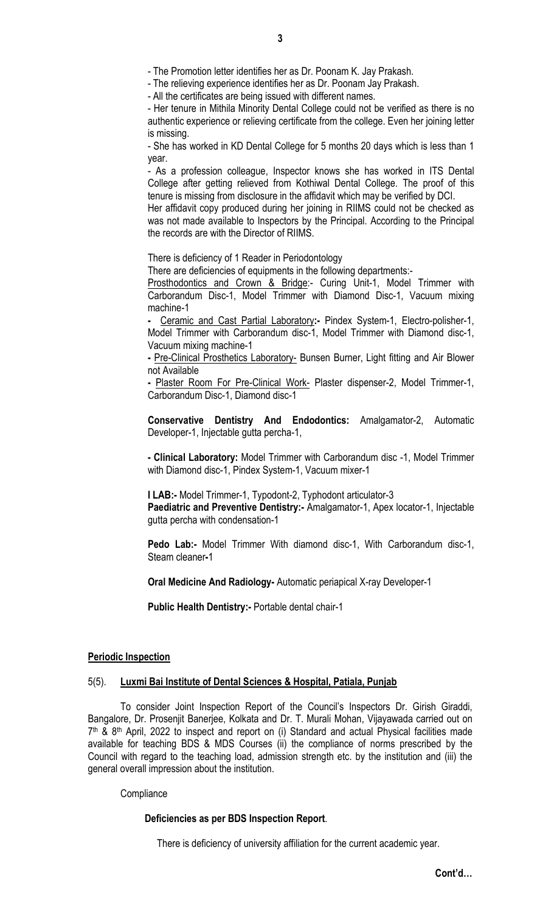- The Promotion letter identifies her as Dr. Poonam K. Jay Prakash.

- The relieving experience identifies her as Dr. Poonam Jay Prakash.

- All the certificates are being issued with different names.

- Her tenure in Mithila Minority Dental College could not be verified as there is no authentic experience or relieving certificate from the college. Even her joining letter is missing.

- She has worked in KD Dental College for 5 months 20 days which is less than 1 year.

- As a profession colleague, Inspector knows she has worked in ITS Dental College after getting relieved from Kothiwal Dental College. The proof of this tenure is missing from disclosure in the affidavit which may be verified by DCI.

Her affidavit copy produced during her joining in RIIMS could not be checked as was not made available to Inspectors by the Principal. According to the Principal the records are with the Director of RIIMS.

There is deficiency of 1 Reader in Periodontology

There are deficiencies of equipments in the following departments:-

Prosthodontics and Crown & Bridge:- Curing Unit-1, Model Trimmer with Carborandum Disc-1, Model Trimmer with Diamond Disc-1, Vacuum mixing machine-1

**-** Ceramic and Cast Partial Laboratory**:-** Pindex System-1, Electro-polisher-1, Model Trimmer with Carborandum disc-1, Model Trimmer with Diamond disc-1, Vacuum mixing machine-1

**-** Pre-Clinical Prosthetics Laboratory- Bunsen Burner, Light fitting and Air Blower not Available

**-** Plaster Room For Pre-Clinical Work- Plaster dispenser-2, Model Trimmer-1, Carborandum Disc-1, Diamond disc-1

**Conservative Dentistry And Endodontics:** Amalgamator-2, Automatic Developer-1, Injectable gutta percha-1,

**- Clinical Laboratory:** Model Trimmer with Carborandum disc -1, Model Trimmer with Diamond disc-1, Pindex System-1, Vacuum mixer-1

**I LAB:-** Model Trimmer-1, Typodont-2, Typhodont articulator-3

**Paediatric and Preventive Dentistry:-** Amalgamator-1, Apex locator-1, Injectable gutta percha with condensation-1

**Pedo Lab:-** Model Trimmer With diamond disc-1, With Carborandum disc-1, Steam cleaner**-**1

**Oral Medicine And Radiology-** Automatic periapical X-ray Developer-1

**Public Health Dentistry:-** Portable dental chair-1

**Periodic Inspection**

5(5). **Luxmi Bai Institute of Dental Sciences & Hospital, Patiala, Punjab**

To consider Joint Inspection Report of the Council's Inspectors Dr. Girish Giraddi, Bangalore, Dr. Prosenjit Banerjee, Kolkata and Dr. T. Murali Mohan, Vijayawada carried out on 7th & 8th April, 2022 to inspect and report on (i) Standard and actual Physical facilities made available for teaching BDS & MDS Courses (ii) the compliance of norms prescribed by the Council with regard to the teaching load, admission strength etc. by the institution and (iii) the general overall impression about the institution.

Compliance

**Deficiencies as per BDS Inspection Report**.

There is deficiency of university affiliation for the current academic year.

**Cont'd…**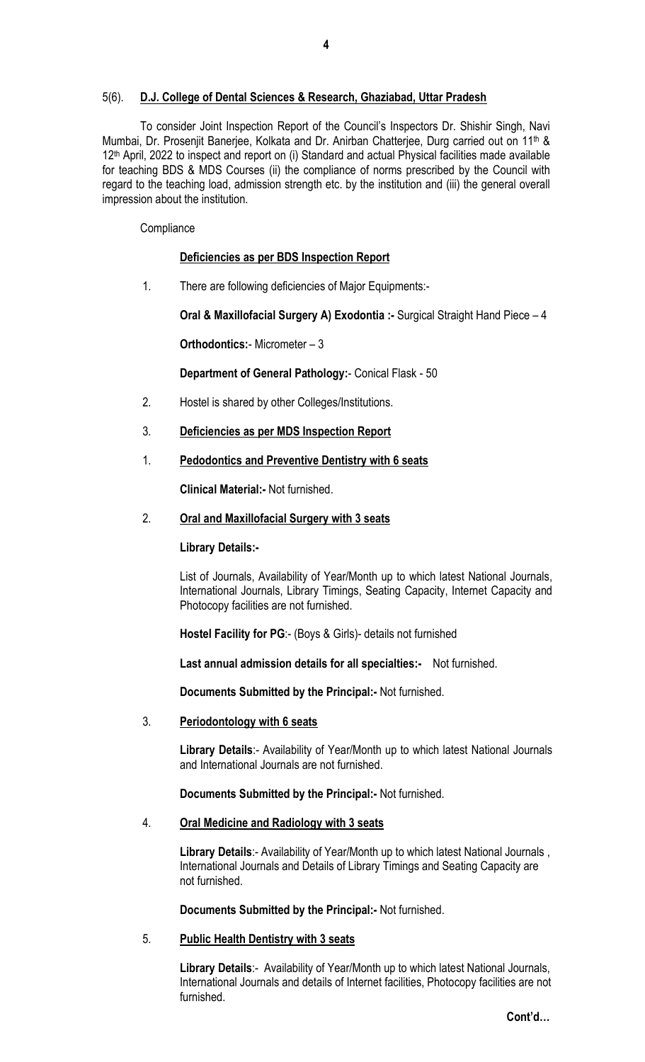5(6). **D.J. College of Dental Sciences & Research, Ghaziabad, Uttar Pradesh**

To consider Joint Inspection Report of the Council's Inspectors Dr. Shishir Singh, Navi Mumbai, Dr. Prosenjit Banerjee, Kolkata and Dr. Anirban Chatterjee, Durg carried out on 11th & 12th April, 2022 to inspect and report on (i) Standard and actual Physical facilities made available for teaching BDS & MDS Courses (ii) the compliance of norms prescribed by the Council with regard to the teaching load, admission strength etc. by the institution and (iii) the general overall impression about the institution.

Compliance

**Deficiencies as per BDS Inspection Report**

1. There are following deficiencies of Major Equipments:-

   **Oral & Maxillofacial Surgery A) Exodontia :-** Surgical Straight Hand Piece – 4

   **Orthodontics:**- Micrometer – 3

   **Department of General Pathology:**- Conical Flask - 50

2. Hostel is shared by other Colleges/Institutions.

3. **Deficiencies as per MDS Inspection Report**

1. **Pedodontics and Preventive Dentistry with 6 seats**

   **Clinical Material:-** Not furnished.

2. **Oral and Maxillofacial Surgery with 3 seats**

   **Library Details:-**

   List of Journals, Availability of Year/Month up to which latest National Journals, International Journals, Library Timings, Seating Capacity, Internet Capacity and Photocopy facilities are not furnished.

   **Hostel Facility for PG**:- (Boys & Girls)- details not furnished

   **Last annual admission details for all specialties:-** Not furnished.

   **Documents Submitted by the Principal:-** Not furnished.

3. **Periodontology with 6 seats**

   **Library Details**:- Availability of Year/Month up to which latest National Journals and International Journals are not furnished.

   **Documents Submitted by the Principal:-** Not furnished.

4. **Oral Medicine and Radiology with 3 seats**

   **Library Details**:- Availability of Year/Month up to which latest National Journals , International Journals and Details of Library Timings and Seating Capacity are not furnished.

   **Documents Submitted by the Principal:-** Not furnished.

5. **Public Health Dentistry with 3 seats**

   **Library Details**:- Availability of Year/Month up to which latest National Journals, International Journals and details of Internet facilities, Photocopy facilities are not furnished.

**Cont'd…**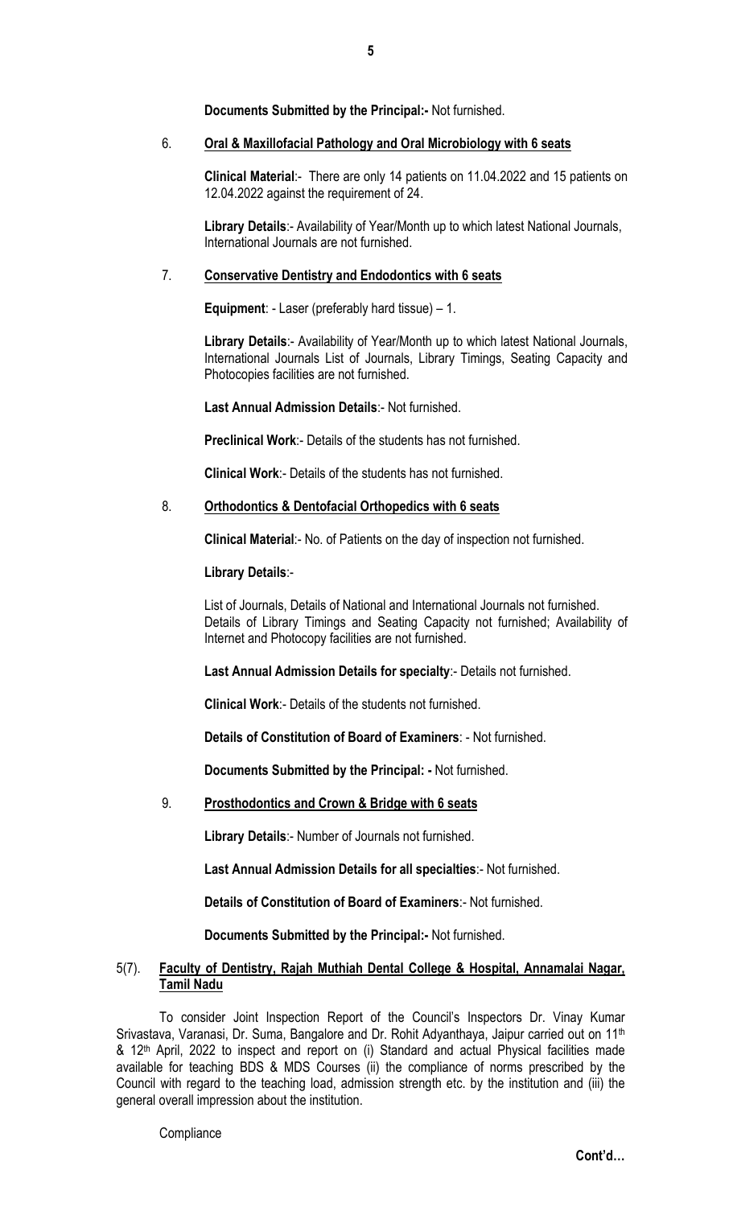**Documents Submitted by the Principal:-** Not furnished.

6. **Oral & Maxillofacial Pathology and Oral Microbiology with 6 seats**

   **Clinical Material**:- There are only 14 patients on 11.04.2022 and 15 patients on 12.04.2022 against the requirement of 24.

   **Library Details**:- Availability of Year/Month up to which latest National Journals, International Journals are not furnished.

7. **Conservative Dentistry and Endodontics with 6 seats**

   **Equipment**: - Laser (preferably hard tissue) – 1.

   **Library Details**:- Availability of Year/Month up to which latest National Journals, International Journals List of Journals, Library Timings, Seating Capacity and Photocopies facilities are not furnished.

   **Last Annual Admission Details**:- Not furnished.

   **Preclinical Work**:- Details of the students has not furnished.

   **Clinical Work**:- Details of the students has not furnished.

8. **Orthodontics & Dentofacial Orthopedics with 6 seats**

   **Clinical Material**:- No. of Patients on the day of inspection not furnished.

   **Library Details**:-

   List of Journals, Details of National and International Journals not furnished. Details of Library Timings and Seating Capacity not furnished; Availability of Internet and Photocopy facilities are not furnished.

   **Last Annual Admission Details for specialty**:- Details not furnished.

   **Clinical Work**:- Details of the students not furnished.

   **Details of Constitution of Board of Examiners**: - Not furnished.

   **Documents Submitted by the Principal: -** Not furnished.

9. **Prosthodontics and Crown & Bridge with 6 seats**

   **Library Details**:- Number of Journals not furnished.

   **Last Annual Admission Details for all specialties**:- Not furnished.

   **Details of Constitution of Board of Examiners**:- Not furnished.

   **Documents Submitted by the Principal:-** Not furnished.

5(7). **Faculty of Dentistry, Rajah Muthiah Dental College & Hospital, Annamalai Nagar, Tamil Nadu**

To consider Joint Inspection Report of the Council's Inspectors Dr. Vinay Kumar Srivastava, Varanasi, Dr. Suma, Bangalore and Dr. Rohit Adyanthaya, Jaipur carried out on 11th & 12th April, 2022 to inspect and report on (i) Standard and actual Physical facilities made available for teaching BDS & MDS Courses (ii) the compliance of norms prescribed by the Council with regard to the teaching load, admission strength etc. by the institution and (iii) the general overall impression about the institution.

Compliance

**Cont'd…**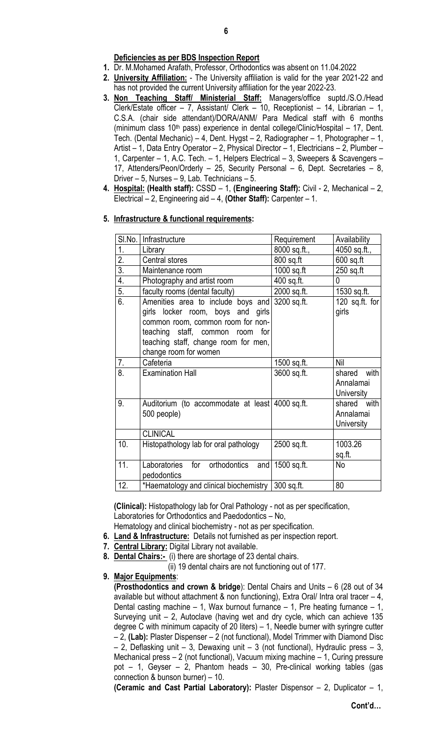**Deficiencies as per BDS Inspection Report**

1. Dr. M.Mohamed Arafath, Professor, Orthodontics was absent on 11.04.2022
2. **University Affiliation:** - The University affiliation is valid for the year 2021-22 and has not provided the current University affiliation for the year 2022-23.
3. **Non Teaching Staff/ Ministerial Staff:** Managers/office suptd./S.O./Head Clerk/Estate officer – 7, Assistant/ Clerk – 10, Receptionist – 14, Librarian – 1, C.S.A. (chair side attendant)/DORA/ANM/ Para Medical staff with 6 months (minimum class 10th pass) experience in dental college/Clinic/Hospital – 17, Dent. Tech. (Dental Mechanic) – 4, Dent. Hygst – 2, Radiographer – 1, Photographer – 1, Artist – 1, Data Entry Operator – 2, Physical Director – 1, Electricians – 2, Plumber – 1, Carpenter – 1, A.C. Tech. – 1, Helpers Electrical – 3, Sweepers & Scavengers – 17, Attenders/Peon/Orderly – 25, Security Personal – 6, Dept. Secretaries – 8, Driver – 5, Nurses – 9, Lab. Technicians – 5.
4. **Hospital: (Health staff):** CSSD – 1, **(Engineering Staff):** Civil - 2, Mechanical – 2, Electrical – 2, Engineering aid – 4, **(Other Staff):** Carpenter – 1.
5. **Infrastructure & functional requirements:**

| Sl.No. | Infrastructure | Requirement | Availability |
|---|---|---|---|
| 1. | Library | 8000 sq.ft., | 4050 sq.ft., |
| 2. | Central stores | 800 sq.ft | 600 sq.ft |
| 3. | Maintenance room | 1000 sq.ft | 250 sq.ft |
| 4. | Photography and artist room | 400 sq.ft. | 0 |
| 5. | faculty rooms (dental faculty) | 2000 sq.ft. | 1530 sq.ft. |
| 6. | Amenities area to include boys and girls locker room, boys and girls common room, common room for non-teaching staff, common room for teaching staff, change room for men, change room for women | 3200 sq.ft. | 120 sq.ft. for girls |
| 7. | Cafeteria | 1500 sq.ft. | Nil |
| 8. | Examination Hall | 3600 sq.ft. | shared with Annalamai University |
| 9. | Auditorium (to accommodate at least 500 people) | 4000 sq.ft. | shared with Annalamai University |
| | CLINICAL | | |
| 10. | Histopathology lab for oral pathology | 2500 sq.ft. | 1003.26 sq.ft. |
| 11. | Laboratories for orthodontics and pedodontics | 1500 sq.ft. | No |
| 12. | *Haematology and clinical biochemistry | 300 sq.ft. | 80 |

**(Clinical):** Histopathology lab for Oral Pathology - not as per specification, Laboratories for Orthodontics and Paedodontics – No, Hematology and clinical biochemistry - not as per specification.

6. **Land & Infrastructure:** Details not furnished as per inspection report.
7. **Central Library:** Digital Library not available.
8. **Dental Chairs:-** (i) there are shortage of 23 dental chairs.
   (ii) 19 dental chairs are not functioning out of 177.
9. **Major Equipments**:
   **(Prosthodontics and crown & bridge**): Dental Chairs and Units – 6 (28 out of 34 available but without attachment & non functioning), Extra Oral/ Intra oral tracer – 4, Dental casting machine – 1, Wax burnout furnance – 1, Pre heating furnance – 1, Surveying unit – 2, Autoclave (having wet and dry cycle, which can achieve 135 degree C with minimum capacity of 20 liters) – 1, Needle burner with syringre cutter – 2, **(Lab):** Plaster Dispenser – 2 (not functional), Model Trimmer with Diamond Disc – 2, Deflasking unit – 3, Dewaxing unit – 3 (not functional), Hydraulic press – 3, Mechanical press – 2 (not functional), Vacuum mixing machine – 1, Curing pressure pot – 1, Geyser – 2, Phantom heads – 30, Pre-clinical working tables (gas connection & bunson burner) – 10.
   **(Ceramic and Cast Partial Laboratory):** Plaster Dispensor – 2, Duplicator – 1,

**Cont'd…**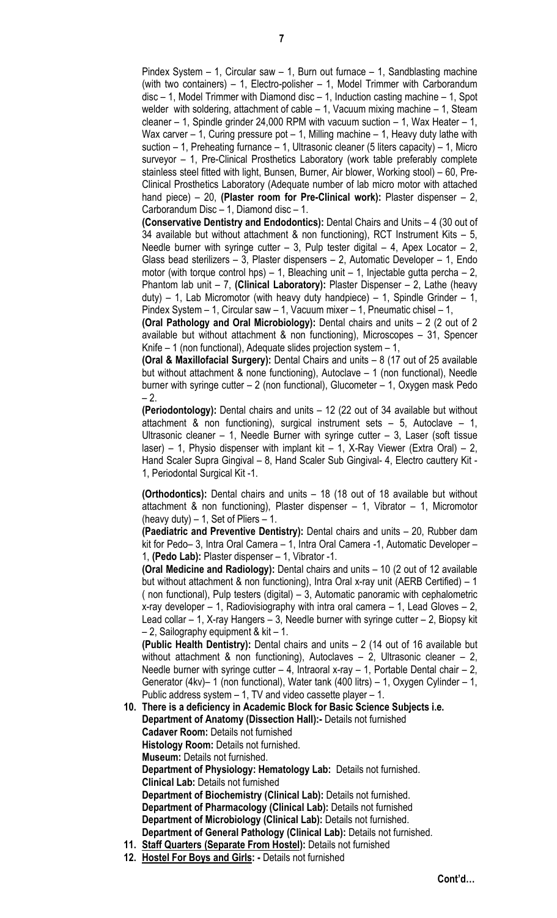Pindex System – 1, Circular saw – 1, Burn out furnace – 1, Sandblasting machine (with two containers) – 1, Electro-polisher – 1, Model Trimmer with Carborandum disc – 1, Model Trimmer with Diamond disc – 1, Induction casting machine – 1, Spot welder with soldering, attachment of cable – 1, Vacuum mixing machine – 1, Steam cleaner – 1, Spindle grinder 24,000 RPM with vacuum suction – 1, Wax Heater – 1, Wax carver – 1, Curing pressure pot – 1, Milling machine – 1, Heavy duty lathe with suction – 1, Preheating furnace – 1, Ultrasonic cleaner (5 liters capacity) – 1, Micro surveyor – 1, Pre-Clinical Prosthetics Laboratory (work table preferably complete stainless steel fitted with light, Bunsen, Burner, Air blower, Working stool) – 60, Pre-Clinical Prosthetics Laboratory (Adequate number of lab micro motor with attached hand piece) – 20, **(Plaster room for Pre-Clinical work):** Plaster dispenser – 2, Carborandum Disc – 1, Diamond disc – 1.

**(Conservative Dentistry and Endodontics):** Dental Chairs and Units – 4 (30 out of 34 available but without attachment & non functioning), RCT Instrument Kits – 5, Needle burner with syringe cutter – 3, Pulp tester digital – 4, Apex Locator – 2, Glass bead sterilizers – 3, Plaster dispensers – 2, Automatic Developer – 1, Endo motor (with torque control hps) – 1, Bleaching unit – 1, Injectable gutta percha – 2, Phantom lab unit – 7, **(Clinical Laboratory):** Plaster Dispenser – 2, Lathe (heavy duty) – 1, Lab Micromotor (with heavy duty handpiece) – 1, Spindle Grinder – 1, Pindex System – 1, Circular saw – 1, Vacuum mixer – 1, Pneumatic chisel – 1,

**(Oral Pathology and Oral Microbiology):** Dental chairs and units – 2 (2 out of 2 available but without attachment & non functioning), Microscopes – 31, Spencer Knife – 1 (non functional), Adequate slides projection system – 1,

**(Oral & Maxillofacial Surgery):** Dental Chairs and units – 8 (17 out of 25 available but without attachment & none functioning), Autoclave – 1 (non functional), Needle burner with syringe cutter – 2 (non functional), Glucometer – 1, Oxygen mask Pedo – 2.

**(Periodontology):** Dental chairs and units – 12 (22 out of 34 available but without attachment & non functioning), surgical instrument sets – 5, Autoclave – 1, Ultrasonic cleaner – 1, Needle Burner with syringe cutter – 3, Laser (soft tissue laser) – 1, Physio dispenser with implant kit – 1, X-Ray Viewer (Extra Oral) – 2, Hand Scaler Supra Gingival – 8, Hand Scaler Sub Gingival- 4, Electro cauttery Kit - 1, Periodontal Surgical Kit -1.

**(Orthodontics):** Dental chairs and units – 18 (18 out of 18 available but without attachment & non functioning), Plaster dispenser – 1, Vibrator – 1, Micromotor (heavy duty) – 1, Set of Pliers – 1.

**(Paediatric and Preventive Dentistry):** Dental chairs and units – 20, Rubber dam kit for Pedo– 3, Intra Oral Camera – 1, Intra Oral Camera -1, Automatic Developer – 1, **(Pedo Lab):** Plaster dispenser – 1, Vibrator -1.

**(Oral Medicine and Radiology):** Dental chairs and units – 10 (2 out of 12 available but without attachment & non functioning), Intra Oral x-ray unit (AERB Certified) – 1 ( non functional), Pulp testers (digital) – 3, Automatic panoramic with cephalometric x-ray developer – 1, Radiovisiography with intra oral camera – 1, Lead Gloves – 2, Lead collar – 1, X-ray Hangers – 3, Needle burner with syringe cutter – 2, Biopsy kit – 2, Sailography equipment & kit – 1.

**(Public Health Dentistry):** Dental chairs and units – 2 (14 out of 16 available but without attachment & non functioning), Autoclaves – 2, Ultrasonic cleaner – 2, Needle burner with syringe cutter – 4, Intraoral x-ray – 1, Portable Dental chair – 2, Generator (4kv)– 1 (non functional), Water tank (400 litrs) – 1, Oxygen Cylinder – 1, Public address system – 1, TV and video cassette player – 1.

10. **There is a deficiency in Academic Block for Basic Science Subjects i.e.**
    **Department of Anatomy (Dissection Hall):-** Details not furnished
    **Cadaver Room:** Details not furnished
    **Histology Room:** Details not furnished.
    **Museum:** Details not furnished.
    **Department of Physiology: Hematology Lab:** Details not furnished.
    **Clinical Lab:** Details not furnished
    **Department of Biochemistry (Clinical Lab):** Details not furnished.
    **Department of Pharmacology (Clinical Lab):** Details not furnished
    **Department of Microbiology (Clinical Lab):** Details not furnished.
    **Department of General Pathology (Clinical Lab):** Details not furnished.
11. **Staff Quarters (Separate From Hostel):** Details not furnished
12. **Hostel For Boys and Girls: -** Details not furnished

**Cont'd…**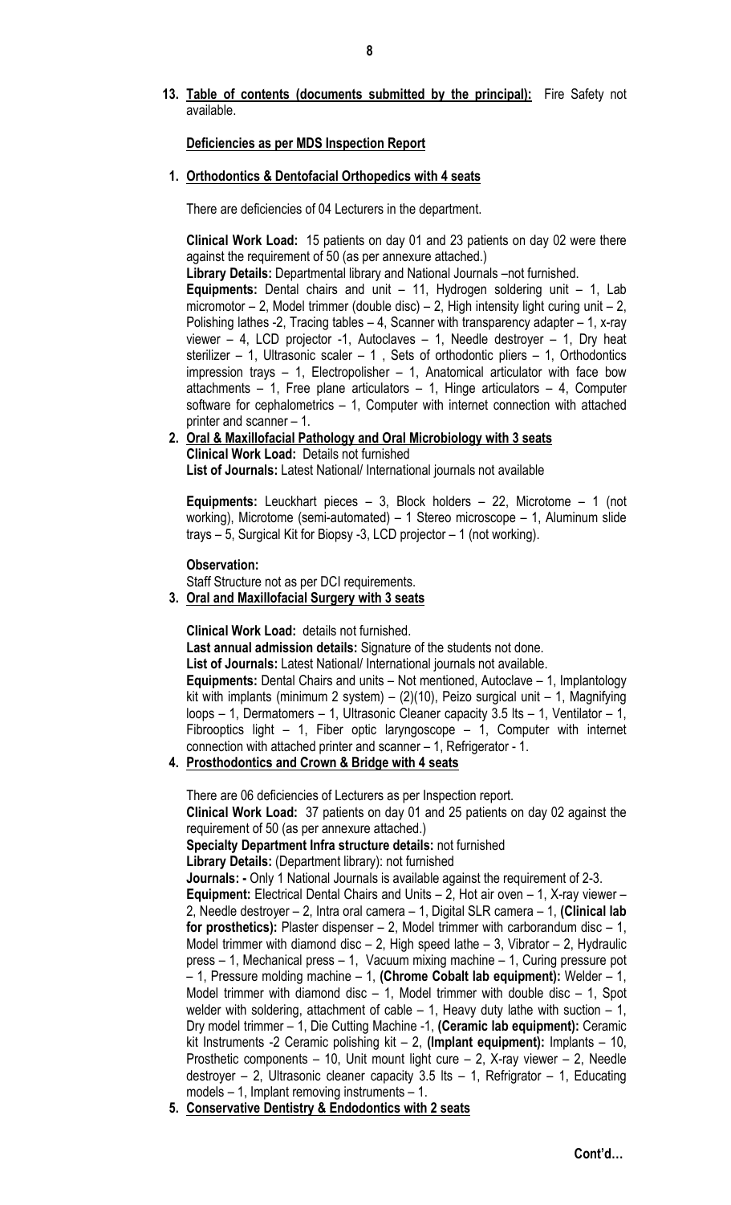**13. Table of contents (documents submitted by the principal):** Fire Safety not available.

**Deficiencies as per MDS Inspection Report**

**1. Orthodontics & Dentofacial Orthopedics with 4 seats**

There are deficiencies of 04 Lecturers in the department.

**Clinical Work Load:** 15 patients on day 01 and 23 patients on day 02 were there against the requirement of 50 (as per annexure attached.)

**Library Details:** Departmental library and National Journals –not furnished.

**Equipments:** Dental chairs and unit – 11, Hydrogen soldering unit – 1, Lab micromotor – 2, Model trimmer (double disc) – 2, High intensity light curing unit – 2, Polishing lathes -2, Tracing tables – 4, Scanner with transparency adapter – 1, x-ray viewer – 4, LCD projector -1, Autoclaves – 1, Needle destroyer – 1, Dry heat sterilizer – 1, Ultrasonic scaler – 1 , Sets of orthodontic pliers – 1, Orthodontics impression trays – 1, Electropolisher – 1, Anatomical articulator with face bow attachments – 1, Free plane articulators – 1, Hinge articulators – 4, Computer software for cephalometrics – 1, Computer with internet connection with attached printer and scanner – 1.

**2. Oral & Maxillofacial Pathology and Oral Microbiology with 3 seats**

**Clinical Work Load:** Details not furnished

**List of Journals:** Latest National/ International journals not available

**Equipments:** Leuckhart pieces – 3, Block holders – 22, Microtome – 1 (not working), Microtome (semi-automated) – 1 Stereo microscope – 1, Aluminum slide trays – 5, Surgical Kit for Biopsy -3, LCD projector – 1 (not working).

**Observation:**

Staff Structure not as per DCI requirements.

**3. Oral and Maxillofacial Surgery with 3 seats**

**Clinical Work Load:** details not furnished.

**Last annual admission details:** Signature of the students not done.

**List of Journals:** Latest National/ International journals not available.

**Equipments:** Dental Chairs and units – Not mentioned, Autoclave – 1, Implantology kit with implants (minimum 2 system) – (2)(10), Peizo surgical unit – 1, Magnifying loops – 1, Dermatomers – 1, Ultrasonic Cleaner capacity 3.5 lts – 1, Ventilator – 1, Fibrooptics light – 1, Fiber optic laryngoscope – 1, Computer with internet connection with attached printer and scanner – 1, Refrigerator - 1.

**4. Prosthodontics and Crown & Bridge with 4 seats**

There are 06 deficiencies of Lecturers as per Inspection report.

**Clinical Work Load:** 37 patients on day 01 and 25 patients on day 02 against the requirement of 50 (as per annexure attached.)

**Specialty Department Infra structure details:** not furnished

**Library Details:** (Department library): not furnished

**Journals: -** Only 1 National Journals is available against the requirement of 2-3.

**Equipment:** Electrical Dental Chairs and Units – 2, Hot air oven – 1, X-ray viewer – 2, Needle destroyer – 2, Intra oral camera – 1, Digital SLR camera – 1, **(Clinical lab for prosthetics):** Plaster dispenser – 2, Model trimmer with carborandum disc – 1, Model trimmer with diamond disc – 2, High speed lathe – 3, Vibrator – 2, Hydraulic press – 1, Mechanical press – 1, Vacuum mixing machine – 1, Curing pressure pot – 1, Pressure molding machine – 1, **(Chrome Cobalt lab equipment):** Welder – 1, Model trimmer with diamond disc – 1, Model trimmer with double disc – 1, Spot welder with soldering, attachment of cable – 1, Heavy duty lathe with suction – 1, Dry model trimmer – 1, Die Cutting Machine -1, **(Ceramic lab equipment):** Ceramic kit Instruments -2 Ceramic polishing kit – 2, **(Implant equipment):** Implants – 10, Prosthetic components – 10, Unit mount light cure – 2, X-ray viewer – 2, Needle destroyer – 2, Ultrasonic cleaner capacity 3.5 lts – 1, Refrigrator – 1, Educating models – 1, Implant removing instruments – 1.

**5. Conservative Dentistry & Endodontics with 2 seats**

**Cont'd…**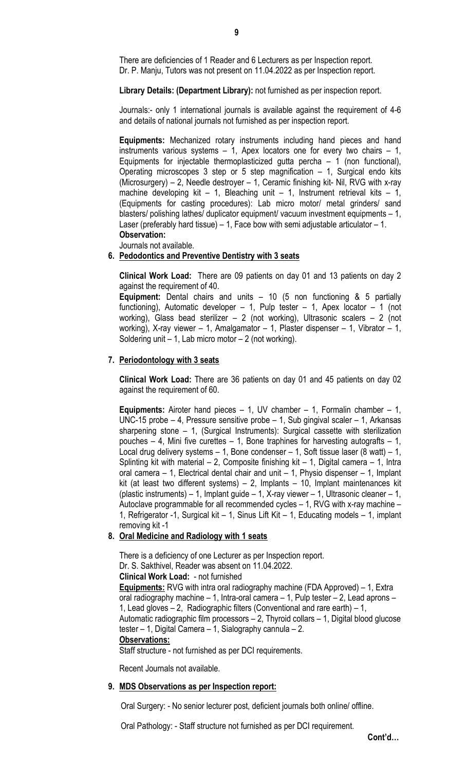There are deficiencies of 1 Reader and 6 Lecturers as per Inspection report.
Dr. P. Manju, Tutors was not present on 11.04.2022 as per Inspection report.

**Library Details: (Department Library):** not furnished as per inspection report.

Journals:- only 1 international journals is available against the requirement of 4-6 and details of national journals not furnished as per inspection report.

**Equipments:** Mechanized rotary instruments including hand pieces and hand instruments various systems – 1, Apex locators one for every two chairs – 1, Equipments for injectable thermoplasticized gutta percha – 1 (non functional), Operating microscopes 3 step or 5 step magnification – 1, Surgical endo kits (Microsurgery) – 2, Needle destroyer – 1, Ceramic finishing kit- Nil, RVG with x-ray machine developing kit – 1, Bleaching unit – 1, Instrument retrieval kits – 1, (Equipments for casting procedures): Lab micro motor/ metal grinders/ sand blasters/ polishing lathes/ duplicator equipment/ vacuum investment equipments – 1, Laser (preferably hard tissue) – 1, Face bow with semi adjustable articulator – 1.

**Observation:**

Journals not available.

**6. Pedodontics and Preventive Dentistry with 3 seats**

**Clinical Work Load:** There are 09 patients on day 01 and 13 patients on day 2 against the requirement of 40.

**Equipment:** Dental chairs and units – 10 (5 non functioning & 5 partially functioning), Automatic developer – 1, Pulp tester – 1, Apex locator – 1 (not working), Glass bead sterilizer – 2 (not working), Ultrasonic scalers – 2 (not working), X-ray viewer – 1, Amalgamator – 1, Plaster dispenser – 1, Vibrator – 1, Soldering unit – 1, Lab micro motor – 2 (not working).

**7. Periodontology with 3 seats**

**Clinical Work Load:** There are 36 patients on day 01 and 45 patients on day 02 against the requirement of 60.

**Equipments:** Airoter hand pieces – 1, UV chamber – 1, Formalin chamber – 1, UNC-15 probe – 4, Pressure sensitive probe – 1, Sub gingival scaler – 1, Arkansas sharpening stone – 1, (Surgical Instruments): Surgical cassette with sterilization pouches – 4, Mini five curettes – 1, Bone traphines for harvesting autografts – 1, Local drug delivery systems – 1, Bone condenser – 1, Soft tissue laser (8 watt) – 1, Splinting kit with material – 2, Composite finishing kit – 1, Digital camera – 1, Intra oral camera – 1, Electrical dental chair and unit – 1, Physio dispenser – 1, Implant kit (at least two different systems) – 2, Implants – 10, Implant maintenances kit (plastic instruments) – 1, Implant guide – 1, X-ray viewer – 1, Ultrasonic cleaner – 1, Autoclave programmable for all recommended cycles – 1, RVG with x-ray machine – 1, Refrigerator -1, Surgical kit – 1, Sinus Lift Kit – 1, Educating models – 1, implant removing kit -1

**8. Oral Medicine and Radiology with 1 seats**

There is a deficiency of one Lecturer as per Inspection report.
Dr. S. Sakthivel, Reader was absent on 11.04.2022.
**Clinical Work Load:** - not furnished
**Equipments:** RVG with intra oral radiography machine (FDA Approved) – 1, Extra oral radiography machine – 1, Intra-oral camera – 1, Pulp tester – 2, Lead aprons – 1, Lead gloves – 2, Radiographic filters (Conventional and rare earth) – 1, Automatic radiographic film processors – 2, Thyroid collars – 1, Digital blood glucose tester – 1, Digital Camera – 1, Sialography cannula – 2.
**Observations:**
Staff structure - not furnished as per DCI requirements.

Recent Journals not available.

**9. MDS Observations as per Inspection report:**

Oral Surgery: - No senior lecturer post, deficient journals both online/ offline.

Oral Pathology: - Staff structure not furnished as per DCI requirement.

**Cont'd…**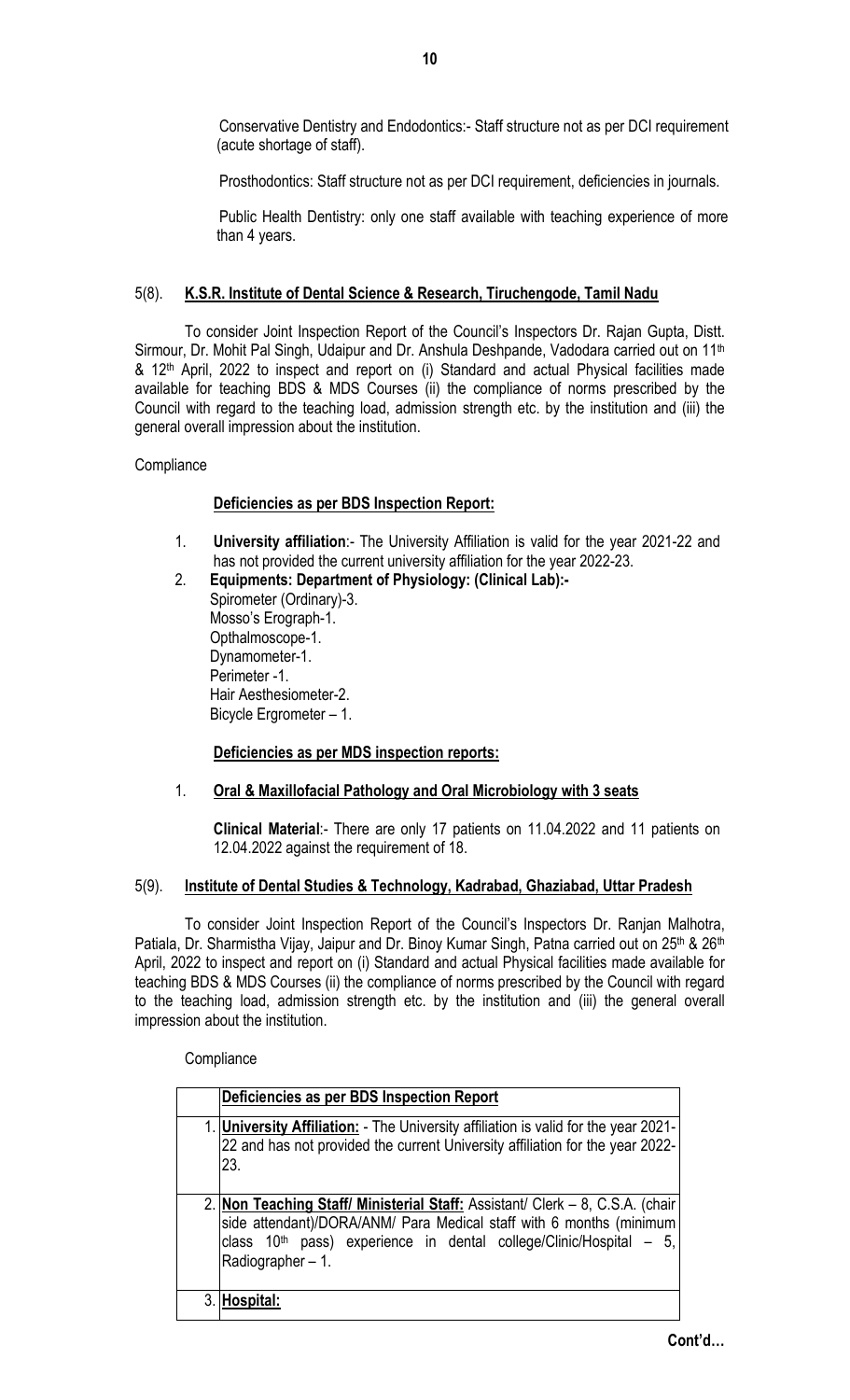Conservative Dentistry and Endodontics:- Staff structure not as per DCI requirement (acute shortage of staff).

Prosthodontics: Staff structure not as per DCI requirement, deficiencies in journals.

Public Health Dentistry: only one staff available with teaching experience of more than 4 years.

5(8). **K.S.R. Institute of Dental Science & Research, Tiruchengode, Tamil Nadu**

To consider Joint Inspection Report of the Council's Inspectors Dr. Rajan Gupta, Distt. Sirmour, Dr. Mohit Pal Singh, Udaipur and Dr. Anshula Deshpande, Vadodara carried out on 11th & 12th April, 2022 to inspect and report on (i) Standard and actual Physical facilities made available for teaching BDS & MDS Courses (ii) the compliance of norms prescribed by the Council with regard to the teaching load, admission strength etc. by the institution and (iii) the general overall impression about the institution.

Compliance

**Deficiencies as per BDS Inspection Report:**

1. **University affiliation**:- The University Affiliation is valid for the year 2021-22 and has not provided the current university affiliation for the year 2022-23.
2. **Equipments: Department of Physiology: (Clinical Lab):-**
   Spirometer (Ordinary)-3.
   Mosso's Erograph-1.
   Opthalmoscope-1.
   Dynamometer-1.
   Perimeter -1.
   Hair Aesthesiometer-2.
   Bicycle Ergrometer – 1.

**Deficiencies as per MDS inspection reports:**

1. **Oral & Maxillofacial Pathology and Oral Microbiology with 3 seats**

   **Clinical Material**:- There are only 17 patients on 11.04.2022 and 11 patients on 12.04.2022 against the requirement of 18.

5(9). **Institute of Dental Studies & Technology, Kadrabad, Ghaziabad, Uttar Pradesh**

To consider Joint Inspection Report of the Council's Inspectors Dr. Ranjan Malhotra, Patiala, Dr. Sharmistha Vijay, Jaipur and Dr. Binoy Kumar Singh, Patna carried out on 25th & 26th April, 2022 to inspect and report on (i) Standard and actual Physical facilities made available for teaching BDS & MDS Courses (ii) the compliance of norms prescribed by the Council with regard to the teaching load, admission strength etc. by the institution and (iii) the general overall impression about the institution.

Compliance

| | **Deficiencies as per BDS Inspection Report** |
|---|---|
| 1. | **University Affiliation:** - The University affiliation is valid for the year 2021-22 and has not provided the current University affiliation for the year 2022-23. |
| 2. | **Non Teaching Staff/ Ministerial Staff:** Assistant/ Clerk – 8, C.S.A. (chair side attendant)/DORA/ANM/ Para Medical staff with 6 months (minimum class 10th pass) experience in dental college/Clinic/Hospital – 5, Radiographer – 1. |
| 3. | **Hospital:** |

**Cont'd…**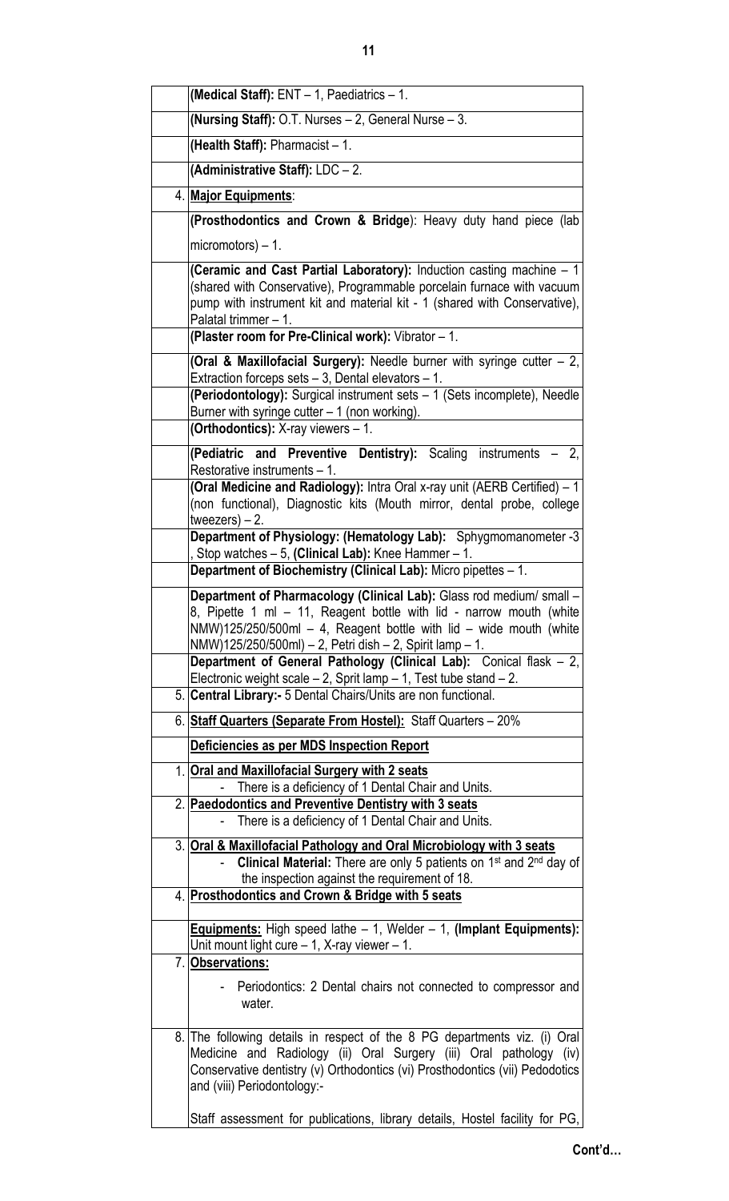| | |
|---|---|
| | **(Medical Staff):** ENT – 1, Paediatrics – 1. |
| | **(Nursing Staff):** O.T. Nurses – 2, General Nurse – 3. |
| | **(Health Staff):** Pharmacist – 1. |
| | **(Administrative Staff):** LDC – 2. |
| 4. | **Major Equipments**: |
| | **(Prosthodontics and Crown & Bridge**): Heavy duty hand piece (lab micromotors) – 1. |
| | **(Ceramic and Cast Partial Laboratory):** Induction casting machine – 1 (shared with Conservative), Programmable porcelain furnace with vacuum pump with instrument kit and material kit - 1 (shared with Conservative), Palatal trimmer – 1. |
| | **(Plaster room for Pre-Clinical work):** Vibrator – 1. |
| | **(Oral & Maxillofacial Surgery):** Needle burner with syringe cutter – 2, Extraction forceps sets – 3, Dental elevators – 1. |
| | **(Periodontology):** Surgical instrument sets – 1 (Sets incomplete), Needle Burner with syringe cutter – 1 (non working). |
| | **(Orthodontics):** X-ray viewers – 1. |
| | **(Pediatric and Preventive Dentistry):** Scaling instruments – 2, Restorative instruments – 1. |
| | **(Oral Medicine and Radiology):** Intra Oral x-ray unit (AERB Certified) – 1 (non functional), Diagnostic kits (Mouth mirror, dental probe, college tweezers) – 2. |
| | **Department of Physiology: (Hematology Lab):** Sphygmomanometer -3 , Stop watches – 5, **(Clinical Lab):** Knee Hammer – 1. |
| | **Department of Biochemistry (Clinical Lab):** Micro pipettes – 1. |
| | **Department of Pharmacology (Clinical Lab):** Glass rod medium/ small – 8, Pipette 1 ml – 11, Reagent bottle with lid - narrow mouth (white NMW)125/250/500ml – 4, Reagent bottle with lid – wide mouth (white NMW)125/250/500ml) – 2, Petri dish – 2, Spirit lamp – 1. |
| | **Department of General Pathology (Clinical Lab):** Conical flask – 2, Electronic weight scale – 2, Sprit lamp – 1, Test tube stand – 2. |
| 5. | **Central Library:-** 5 Dental Chairs/Units are non functional. |
| 6. | **Staff Quarters (Separate From Hostel):** Staff Quarters – 20% |
| | **Deficiencies as per MDS Inspection Report** |
| 1. | **Oral and Maxillofacial Surgery with 2 seats**<br>- There is a deficiency of 1 Dental Chair and Units. |
| 2. | **Paedodontics and Preventive Dentistry with 3 seats**<br>- There is a deficiency of 1 Dental Chair and Units. |
| 3. | **Oral & Maxillofacial Pathology and Oral Microbiology with 3 seats**<br>- **Clinical Material:** There are only 5 patients on 1st and 2nd day of the inspection against the requirement of 18. |
| 4. | **Prosthodontics and Crown & Bridge with 5 seats** |
| | **Equipments:** High speed lathe – 1, Welder – 1, **(Implant Equipments):** Unit mount light cure – 1, X-ray viewer – 1. |
| 7. | **Observations:**<br>- Periodontics: 2 Dental chairs not connected to compressor and water. |
| 8. | The following details in respect of the 8 PG departments viz. (i) Oral Medicine and Radiology (ii) Oral Surgery (iii) Oral pathology (iv) Conservative dentistry (v) Orthodontics (vi) Prosthodontics (vii) Pedodotics and (viii) Periodontology:-<br><br>Staff assessment for publications, library details, Hostel facility for PG, |

**Cont'd…**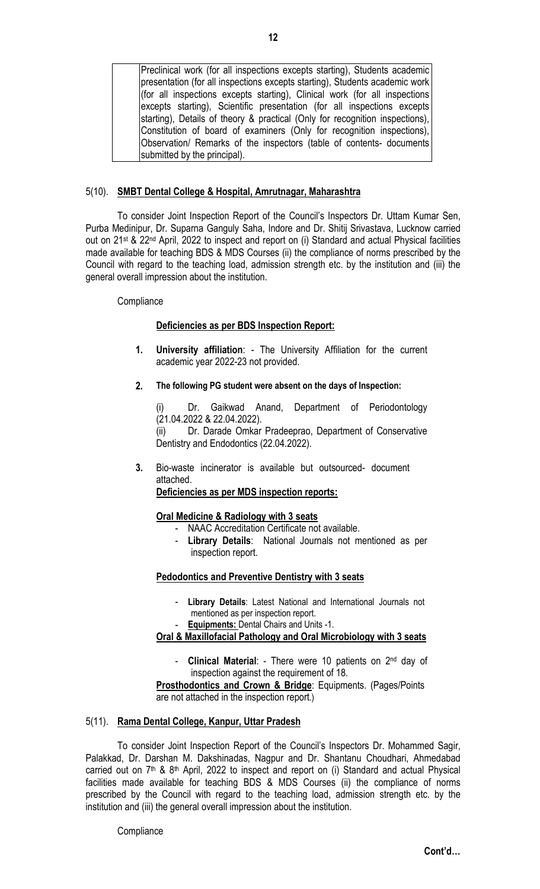| | Preclinical work (for all inspections excepts starting), Students academic presentation (for all inspections excepts starting), Students academic work (for all inspections excepts starting), Clinical work (for all inspections excepts starting), Scientific presentation (for all inspections excepts starting), Details of theory & practical (Only for recognition inspections), Constitution of board of examiners (Only for recognition inspections), Observation/ Remarks of the inspectors (table of contents- documents submitted by the principal). |
|---|---|

5(10). **SMBT Dental College & Hospital, Amrutnagar, Maharashtra**

To consider Joint Inspection Report of the Council's Inspectors Dr. Uttam Kumar Sen, Purba Medinipur, Dr. Suparna Ganguly Saha, Indore and Dr. Shitij Srivastava, Lucknow carried out on 21st & 22nd April, 2022 to inspect and report on (i) Standard and actual Physical facilities made available for teaching BDS & MDS Courses (ii) the compliance of norms prescribed by the Council with regard to the teaching load, admission strength etc. by the institution and (iii) the general overall impression about the institution.

Compliance

**Deficiencies as per BDS Inspection Report:**

1. **University affiliation**: - The University Affiliation for the current academic year 2022-23 not provided.
2. **The following PG student were absent on the days of Inspection:**

   (i) Dr. Gaikwad Anand, Department of Periodontology (21.04.2022 & 22.04.2022).
   (ii) Dr. Darade Omkar Pradeeprao, Department of Conservative Dentistry and Endodontics (22.04.2022).
3. Bio-waste incinerator is available but outsourced- document attached.

**Deficiencies as per MDS inspection reports:**

**Oral Medicine & Radiology with 3 seats**

- NAAC Accreditation Certificate not available.
- **Library Details**: National Journals not mentioned as per inspection report.

**Pedodontics and Preventive Dentistry with 3 seats**

- **Library Details**: Latest National and International Journals not mentioned as per inspection report.
- **Equipments:** Dental Chairs and Units -1.

**Oral & Maxillofacial Pathology and Oral Microbiology with 3 seats**

- **Clinical Material**: - There were 10 patients on 2nd day of inspection against the requirement of 18.

**Prosthodontics and Crown & Bridge**: Equipments. (Pages/Points are not attached in the inspection report.)

5(11). **Rama Dental College, Kanpur, Uttar Pradesh**

To consider Joint Inspection Report of the Council's Inspectors Dr. Mohammed Sagir, Palakkad, Dr. Darshan M. Dakshinadas, Nagpur and Dr. Shantanu Choudhari, Ahmedabad carried out on 7th & 8th April, 2022 to inspect and report on (i) Standard and actual Physical facilities made available for teaching BDS & MDS Courses (ii) the compliance of norms prescribed by the Council with regard to the teaching load, admission strength etc. by the institution and (iii) the general overall impression about the institution.

Compliance

**Cont'd…**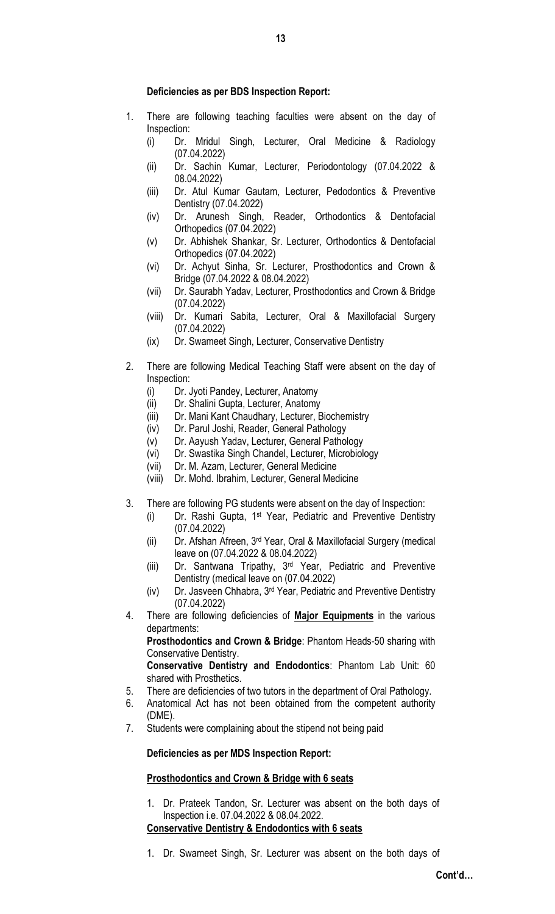**Deficiencies as per BDS Inspection Report:**

1. There are following teaching faculties were absent on the day of Inspection:
   - (i) Dr. Mridul Singh, Lecturer, Oral Medicine & Radiology (07.04.2022)
   - (ii) Dr. Sachin Kumar, Lecturer, Periodontology (07.04.2022 & 08.04.2022)
   - (iii) Dr. Atul Kumar Gautam, Lecturer, Pedodontics & Preventive Dentistry (07.04.2022)
   - (iv) Dr. Arunesh Singh, Reader, Orthodontics & Dentofacial Orthopedics (07.04.2022)
   - (v) Dr. Abhishek Shankar, Sr. Lecturer, Orthodontics & Dentofacial Orthopedics (07.04.2022)
   - (vi) Dr. Achyut Sinha, Sr. Lecturer, Prosthodontics and Crown & Bridge (07.04.2022 & 08.04.2022)
   - (vii) Dr. Saurabh Yadav, Lecturer, Prosthodontics and Crown & Bridge (07.04.2022)
   - (viii) Dr. Kumari Sabita, Lecturer, Oral & Maxillofacial Surgery (07.04.2022)
   - (ix) Dr. Swameet Singh, Lecturer, Conservative Dentistry

2. There are following Medical Teaching Staff were absent on the day of Inspection:
   - (i) Dr. Jyoti Pandey, Lecturer, Anatomy
   - (ii) Dr. Shalini Gupta, Lecturer, Anatomy
   - (iii) Dr. Mani Kant Chaudhary, Lecturer, Biochemistry
   - (iv) Dr. Parul Joshi, Reader, General Pathology
   - (v) Dr. Aayush Yadav, Lecturer, General Pathology
   - (vi) Dr. Swastika Singh Chandel, Lecturer, Microbiology
   - (vii) Dr. M. Azam, Lecturer, General Medicine
   - (viii) Dr. Mohd. Ibrahim, Lecturer, General Medicine

3. There are following PG students were absent on the day of Inspection:
   - (i) Dr. Rashi Gupta, 1st Year, Pediatric and Preventive Dentistry (07.04.2022)
   - (ii) Dr. Afshan Afreen, 3rd Year, Oral & Maxillofacial Surgery (medical leave on (07.04.2022 & 08.04.2022)
   - (iii) Dr. Santwana Tripathy, 3rd Year, Pediatric and Preventive Dentistry (medical leave on (07.04.2022)
   - (iv) Dr. Jasveen Chhabra, 3rd Year, Pediatric and Preventive Dentistry (07.04.2022)

4. There are following deficiencies of **Major Equipments** in the various departments:

   **Prosthodontics and Crown & Bridge**: Phantom Heads-50 sharing with Conservative Dentistry.

   **Conservative Dentistry and Endodontics**: Phantom Lab Unit: 60 shared with Prosthetics.

5. There are deficiencies of two tutors in the department of Oral Pathology.
6. Anatomical Act has not been obtained from the competent authority (DME).
7. Students were complaining about the stipend not being paid

**Deficiencies as per MDS Inspection Report:**

**Prosthodontics and Crown & Bridge with 6 seats**

1. Dr. Prateek Tandon, Sr. Lecturer was absent on the both days of Inspection i.e. 07.04.2022 & 08.04.2022.

**Conservative Dentistry & Endodontics with 6 seats**

1. Dr. Swameet Singh, Sr. Lecturer was absent on the both days of

**Cont'd…**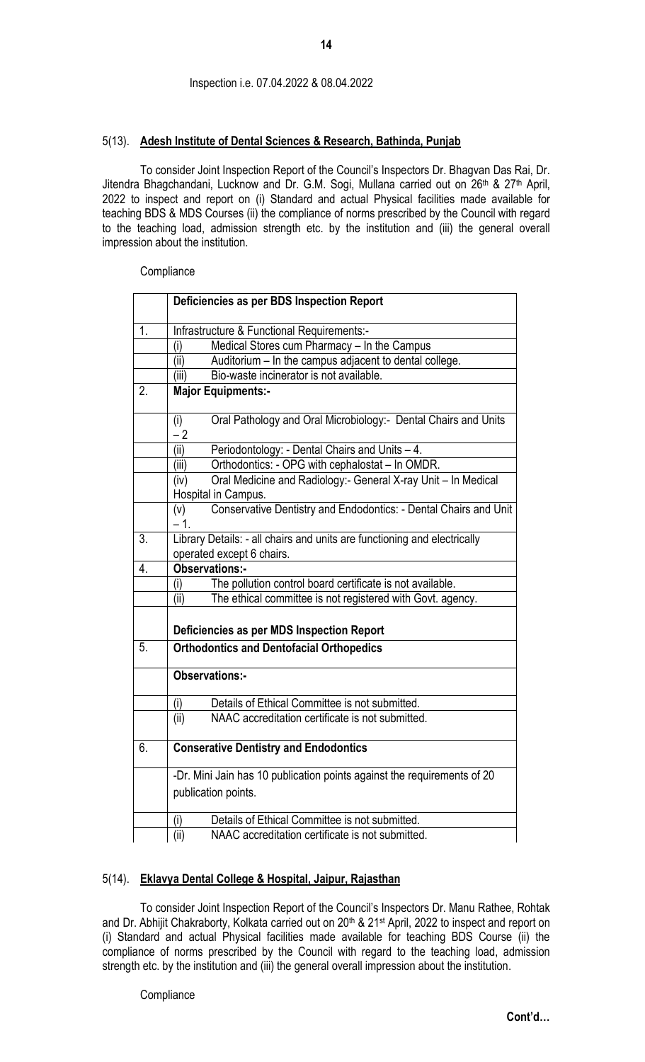Inspection i.e. 07.04.2022 & 08.04.2022

5(13). **Adesh Institute of Dental Sciences & Research, Bathinda, Punjab**

To consider Joint Inspection Report of the Council's Inspectors Dr. Bhagvan Das Rai, Dr. Jitendra Bhagchandani, Lucknow and Dr. G.M. Sogi, Mullana carried out on 26th & 27th April, 2022 to inspect and report on (i) Standard and actual Physical facilities made available for teaching BDS & MDS Courses (ii) the compliance of norms prescribed by the Council with regard to the teaching load, admission strength etc. by the institution and (iii) the general overall impression about the institution.

Compliance

| | **Deficiencies as per BDS Inspection Report** |
|---|---|
| 1. | Infrastructure & Functional Requirements:- |
| | (i) Medical Stores cum Pharmacy – In the Campus |
| | (ii) Auditorium – In the campus adjacent to dental college. |
| | (iii) Bio-waste incinerator is not available. |
| 2. | **Major Equipments:-** |
| | (i) Oral Pathology and Oral Microbiology:- Dental Chairs and Units – 2 |
| | (ii) Periodontology: - Dental Chairs and Units – 4. |
| | (iii) Orthodontics: - OPG with cephalostat – In OMDR. |
| | (iv) Oral Medicine and Radiology:- General X-ray Unit – In Medical Hospital in Campus. |
| | (v) Conservative Dentistry and Endodontics: - Dental Chairs and Unit – 1. |
| 3. | Library Details: - all chairs and units are functioning and electrically operated except 6 chairs. |
| 4. | **Observations:-** |
| | (i) The pollution control board certificate is not available. |
| | (ii) The ethical committee is not registered with Govt. agency. |
| | **Deficiencies as per MDS Inspection Report** |
| 5. | **Orthodontics and Dentofacial Orthopedics** |
| | **Observations:-** |
| | (i) Details of Ethical Committee is not submitted. |
| | (ii) NAAC accreditation certificate is not submitted. |
| 6. | **Conserative Dentistry and Endodontics** |
| | -Dr. Mini Jain has 10 publication points against the requirements of 20 publication points. |
| | (i) Details of Ethical Committee is not submitted. |
| | (ii) NAAC accreditation certificate is not submitted. |

5(14). **Eklavya Dental College & Hospital, Jaipur, Rajasthan**

To consider Joint Inspection Report of the Council's Inspectors Dr. Manu Rathee, Rohtak and Dr. Abhijit Chakraborty, Kolkata carried out on 20th & 21st April, 2022 to inspect and report on (i) Standard and actual Physical facilities made available for teaching BDS Course (ii) the compliance of norms prescribed by the Council with regard to the teaching load, admission strength etc. by the institution and (iii) the general overall impression about the institution.

Compliance

**Cont'd…**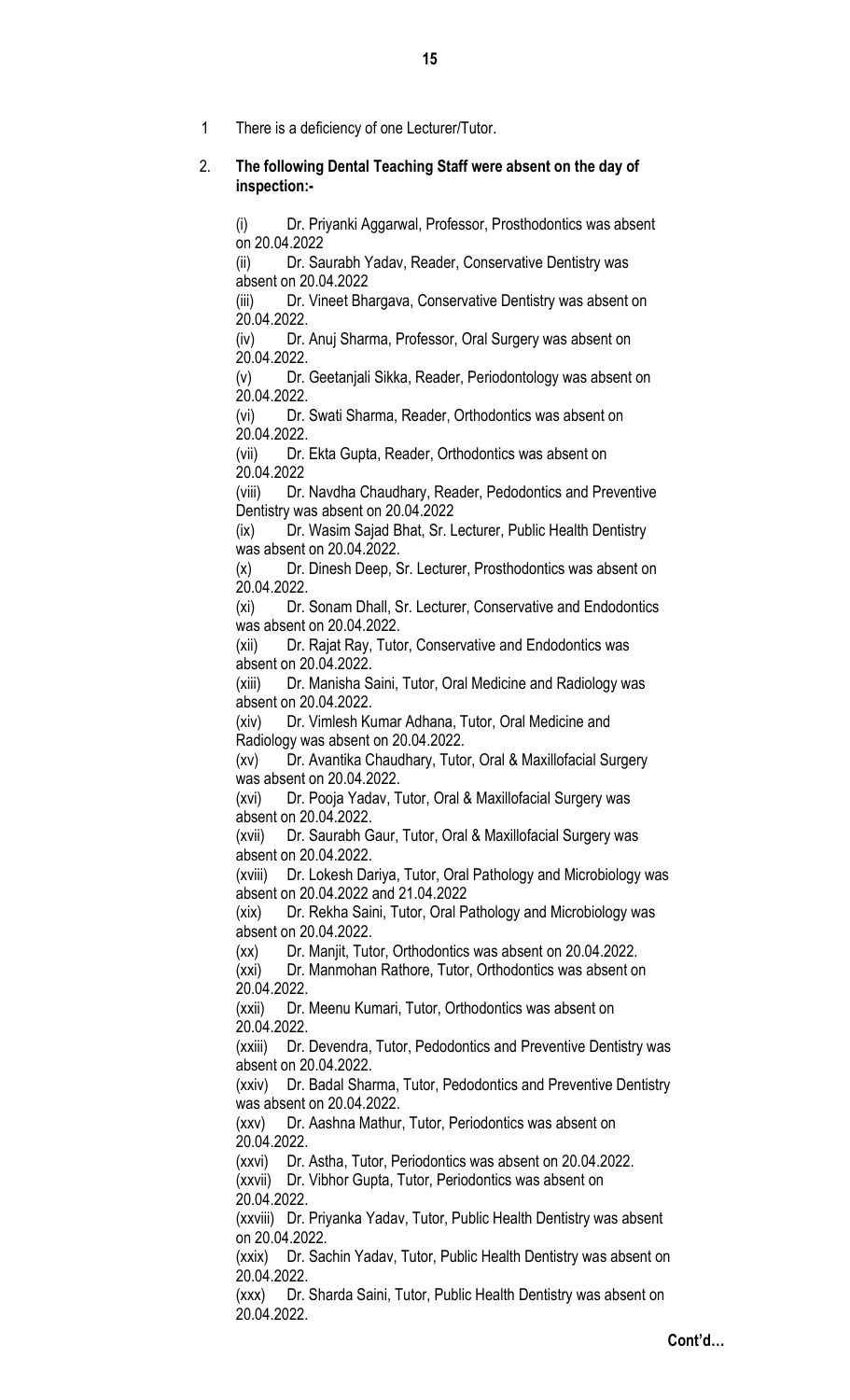1. There is a deficiency of one Lecturer/Tutor.

2. **The following Dental Teaching Staff were absent on the day of inspection:-**

   (i) Dr. Priyanki Aggarwal, Professor, Prosthodontics was absent on 20.04.2022

   (ii) Dr. Saurabh Yadav, Reader, Conservative Dentistry was absent on 20.04.2022

   (iii) Dr. Vineet Bhargava, Conservative Dentistry was absent on 20.04.2022.

   (iv) Dr. Anuj Sharma, Professor, Oral Surgery was absent on 20.04.2022.

   (v) Dr. Geetanjali Sikka, Reader, Periodontology was absent on 20.04.2022.

   (vi) Dr. Swati Sharma, Reader, Orthodontics was absent on 20.04.2022.

   (vii) Dr. Ekta Gupta, Reader, Orthodontics was absent on 20.04.2022

   (viii) Dr. Navdha Chaudhary, Reader, Pedodontics and Preventive Dentistry was absent on 20.04.2022

   (ix) Dr. Wasim Sajad Bhat, Sr. Lecturer, Public Health Dentistry was absent on 20.04.2022.

   (x) Dr. Dinesh Deep, Sr. Lecturer, Prosthodontics was absent on 20.04.2022.

   (xi) Dr. Sonam Dhall, Sr. Lecturer, Conservative and Endodontics was absent on 20.04.2022.

   (xii) Dr. Rajat Ray, Tutor, Conservative and Endodontics was absent on 20.04.2022.

   (xiii) Dr. Manisha Saini, Tutor, Oral Medicine and Radiology was absent on 20.04.2022.

   (xiv) Dr. Vimlesh Kumar Adhana, Tutor, Oral Medicine and Radiology was absent on 20.04.2022.

   (xv) Dr. Avantika Chaudhary, Tutor, Oral & Maxillofacial Surgery was absent on 20.04.2022.

   (xvi) Dr. Pooja Yadav, Tutor, Oral & Maxillofacial Surgery was absent on 20.04.2022.

   (xvii) Dr. Saurabh Gaur, Tutor, Oral & Maxillofacial Surgery was absent on 20.04.2022.

   (xviii) Dr. Lokesh Dariya, Tutor, Oral Pathology and Microbiology was absent on 20.04.2022 and 21.04.2022

   (xix) Dr. Rekha Saini, Tutor, Oral Pathology and Microbiology was absent on 20.04.2022.

   (xx) Dr. Manjit, Tutor, Orthodontics was absent on 20.04.2022.

   (xxi) Dr. Manmohan Rathore, Tutor, Orthodontics was absent on 20.04.2022.

   (xxii) Dr. Meenu Kumari, Tutor, Orthodontics was absent on 20.04.2022.

   (xxiii) Dr. Devendra, Tutor, Pedodontics and Preventive Dentistry was absent on 20.04.2022.

   (xxiv) Dr. Badal Sharma, Tutor, Pedodontics and Preventive Dentistry was absent on 20.04.2022.

   (xxv) Dr. Aashna Mathur, Tutor, Periodontics was absent on 20.04.2022.

   (xxvi) Dr. Astha, Tutor, Periodontics was absent on 20.04.2022.

   (xxvii) Dr. Vibhor Gupta, Tutor, Periodontics was absent on 20.04.2022.

   (xxviii) Dr. Priyanka Yadav, Tutor, Public Health Dentistry was absent on 20.04.2022.

   (xxix) Dr. Sachin Yadav, Tutor, Public Health Dentistry was absent on 20.04.2022.

   (xxx) Dr. Sharda Saini, Tutor, Public Health Dentistry was absent on 20.04.2022.

**Cont'd…**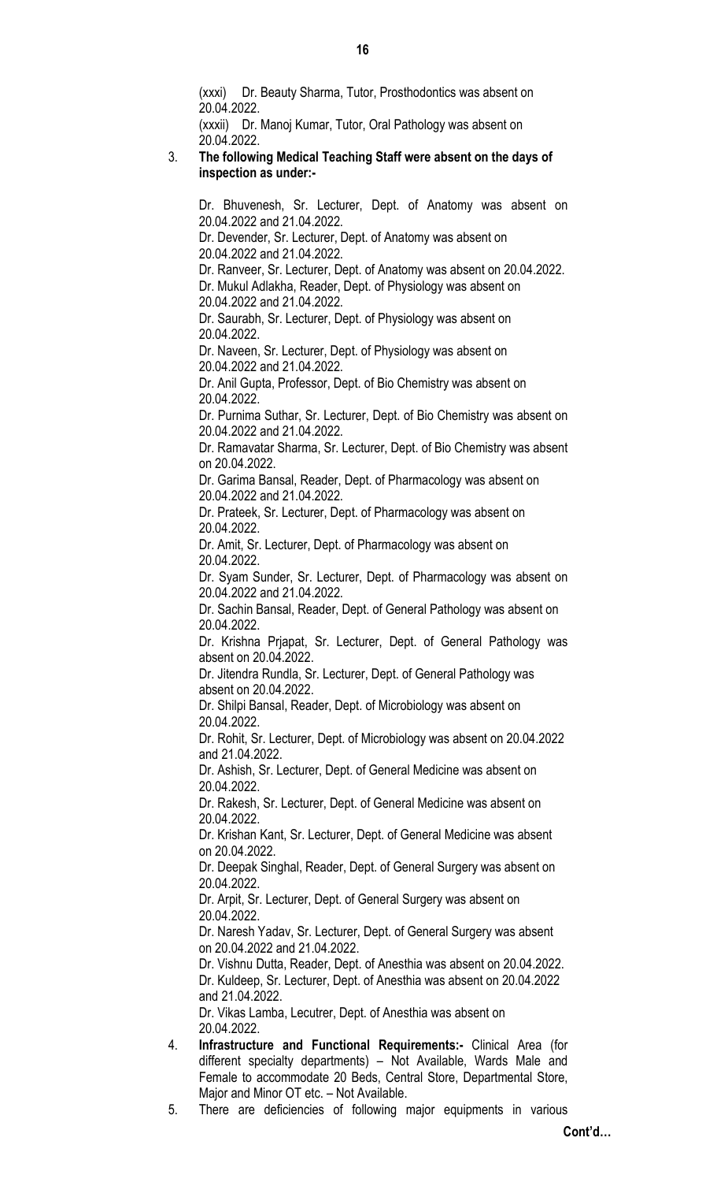(xxxi) Dr. Beauty Sharma, Tutor, Prosthodontics was absent on 20.04.2022.

(xxxii) Dr. Manoj Kumar, Tutor, Oral Pathology was absent on 20.04.2022.

3. **The following Medical Teaching Staff were absent on the days of inspection as under:-**

   Dr. Bhuvenesh, Sr. Lecturer, Dept. of Anatomy was absent on 20.04.2022 and 21.04.2022.
   Dr. Devender, Sr. Lecturer, Dept. of Anatomy was absent on 20.04.2022 and 21.04.2022.
   Dr. Ranveer, Sr. Lecturer, Dept. of Anatomy was absent on 20.04.2022.
   Dr. Mukul Adlakha, Reader, Dept. of Physiology was absent on 20.04.2022 and 21.04.2022.
   Dr. Saurabh, Sr. Lecturer, Dept. of Physiology was absent on 20.04.2022.
   Dr. Naveen, Sr. Lecturer, Dept. of Physiology was absent on 20.04.2022 and 21.04.2022.
   Dr. Anil Gupta, Professor, Dept. of Bio Chemistry was absent on 20.04.2022.
   Dr. Purnima Suthar, Sr. Lecturer, Dept. of Bio Chemistry was absent on 20.04.2022 and 21.04.2022.
   Dr. Ramavatar Sharma, Sr. Lecturer, Dept. of Bio Chemistry was absent on 20.04.2022.
   Dr. Garima Bansal, Reader, Dept. of Pharmacology was absent on 20.04.2022 and 21.04.2022.
   Dr. Prateek, Sr. Lecturer, Dept. of Pharmacology was absent on 20.04.2022.
   Dr. Amit, Sr. Lecturer, Dept. of Pharmacology was absent on 20.04.2022.
   Dr. Syam Sunder, Sr. Lecturer, Dept. of Pharmacology was absent on 20.04.2022 and 21.04.2022.
   Dr. Sachin Bansal, Reader, Dept. of General Pathology was absent on 20.04.2022.
   Dr. Krishna Prjapat, Sr. Lecturer, Dept. of General Pathology was absent on 20.04.2022.
   Dr. Jitendra Rundla, Sr. Lecturer, Dept. of General Pathology was absent on 20.04.2022.
   Dr. Shilpi Bansal, Reader, Dept. of Microbiology was absent on 20.04.2022.
   Dr. Rohit, Sr. Lecturer, Dept. of Microbiology was absent on 20.04.2022 and 21.04.2022.
   Dr. Ashish, Sr. Lecturer, Dept. of General Medicine was absent on 20.04.2022.
   Dr. Rakesh, Sr. Lecturer, Dept. of General Medicine was absent on 20.04.2022.
   Dr. Krishan Kant, Sr. Lecturer, Dept. of General Medicine was absent on 20.04.2022.
   Dr. Deepak Singhal, Reader, Dept. of General Surgery was absent on 20.04.2022.
   Dr. Arpit, Sr. Lecturer, Dept. of General Surgery was absent on 20.04.2022.
   Dr. Naresh Yadav, Sr. Lecturer, Dept. of General Surgery was absent on 20.04.2022 and 21.04.2022.
   Dr. Vishnu Dutta, Reader, Dept. of Anesthia was absent on 20.04.2022.
   Dr. Kuldeep, Sr. Lecturer, Dept. of Anesthia was absent on 20.04.2022 and 21.04.2022.
   Dr. Vikas Lamba, Lecutrer, Dept. of Anesthia was absent on 20.04.2022.

4. **Infrastructure and Functional Requirements:-** Clinical Area (for different specialty departments) – Not Available, Wards Male and Female to accommodate 20 Beds, Central Store, Departmental Store, Major and Minor OT etc. – Not Available.

5. There are deficiencies of following major equipments in various

**Cont'd…**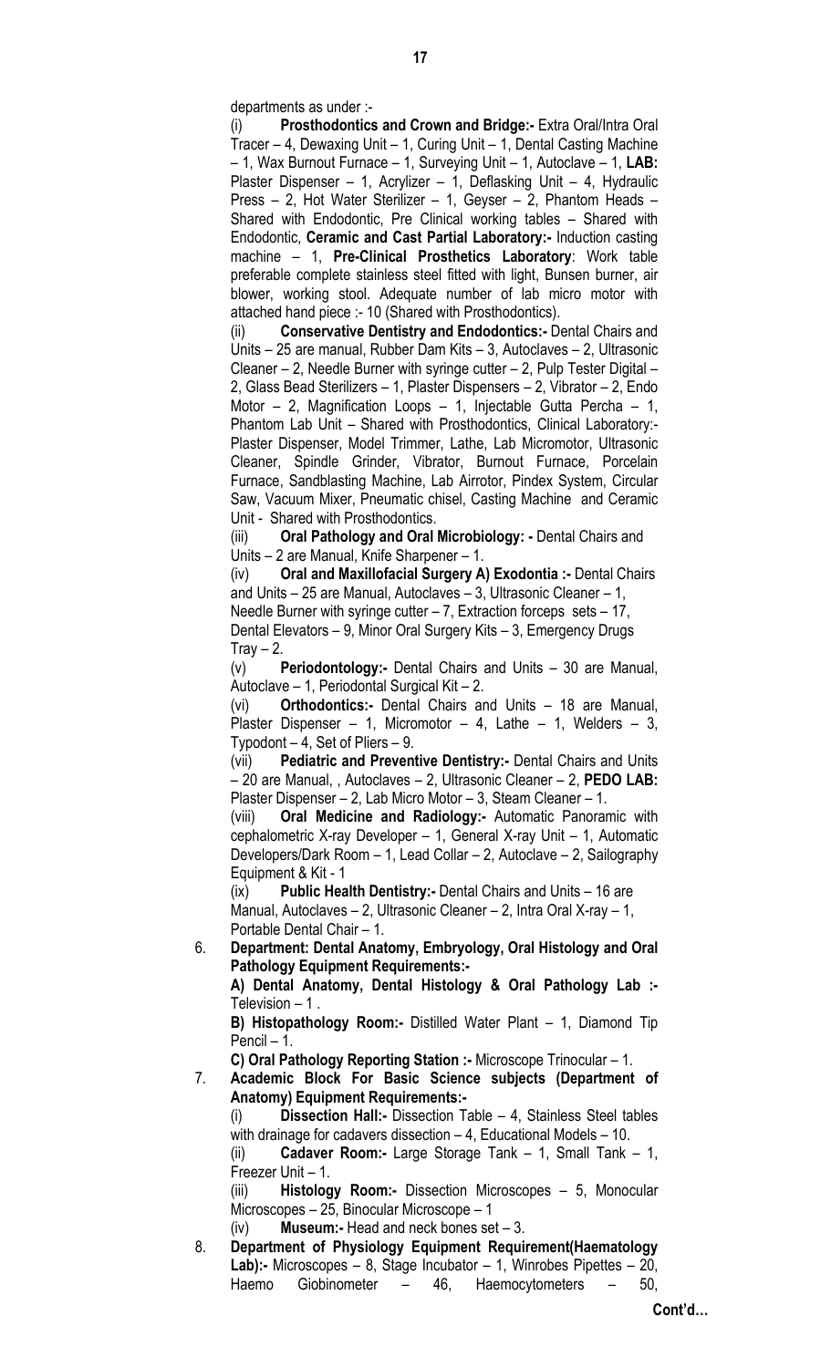departments as under :-

(i) **Prosthodontics and Crown and Bridge:-** Extra Oral/Intra Oral Tracer – 4, Dewaxing Unit – 1, Curing Unit – 1, Dental Casting Machine – 1, Wax Burnout Furnace – 1, Surveying Unit – 1, Autoclave – 1, **LAB:** Plaster Dispenser – 1, Acrylizer – 1, Deflasking Unit – 4, Hydraulic Press – 2, Hot Water Sterilizer – 1, Geyser – 2, Phantom Heads – Shared with Endodontic, Pre Clinical working tables – Shared with Endodontic, **Ceramic and Cast Partial Laboratory:-** Induction casting machine – 1, **Pre-Clinical Prosthetics Laboratory**: Work table preferable complete stainless steel fitted with light, Bunsen burner, air blower, working stool. Adequate number of lab micro motor with attached hand piece :- 10 (Shared with Prosthodontics).

(ii) **Conservative Dentistry and Endodontics:-** Dental Chairs and Units – 25 are manual, Rubber Dam Kits – 3, Autoclaves – 2, Ultrasonic Cleaner – 2, Needle Burner with syringe cutter – 2, Pulp Tester Digital – 2, Glass Bead Sterilizers – 1, Plaster Dispensers – 2, Vibrator – 2, Endo Motor – 2, Magnification Loops – 1, Injectable Gutta Percha – 1, Phantom Lab Unit – Shared with Prosthodontics, Clinical Laboratory:- Plaster Dispenser, Model Trimmer, Lathe, Lab Micromotor, Ultrasonic Cleaner, Spindle Grinder, Vibrator, Burnout Furnace, Porcelain Furnace, Sandblasting Machine, Lab Airrotor, Pindex System, Circular Saw, Vacuum Mixer, Pneumatic chisel, Casting Machine and Ceramic Unit - Shared with Prosthodontics.

(iii) **Oral Pathology and Oral Microbiology: -** Dental Chairs and Units – 2 are Manual, Knife Sharpener – 1.

(iv) **Oral and Maxillofacial Surgery A) Exodontia :-** Dental Chairs and Units – 25 are Manual, Autoclaves – 3, Ultrasonic Cleaner – 1, Needle Burner with syringe cutter – 7, Extraction forceps sets – 17, Dental Elevators – 9, Minor Oral Surgery Kits – 3, Emergency Drugs Tray – 2.

(v) **Periodontology:-** Dental Chairs and Units – 30 are Manual, Autoclave – 1, Periodontal Surgical Kit – 2.

(vi) **Orthodontics:-** Dental Chairs and Units – 18 are Manual, Plaster Dispenser – 1, Micromotor – 4, Lathe – 1, Welders – 3, Typodont – 4, Set of Pliers – 9.

(vii) **Pediatric and Preventive Dentistry:-** Dental Chairs and Units – 20 are Manual, , Autoclaves – 2, Ultrasonic Cleaner – 2, **PEDO LAB:** Plaster Dispenser – 2, Lab Micro Motor – 3, Steam Cleaner – 1.

(viii) **Oral Medicine and Radiology:-** Automatic Panoramic with cephalometric X-ray Developer – 1, General X-ray Unit – 1, Automatic Developers/Dark Room – 1, Lead Collar – 2, Autoclave – 2, Sailography Equipment & Kit - 1

(ix) **Public Health Dentistry:-** Dental Chairs and Units – 16 are Manual, Autoclaves – 2, Ultrasonic Cleaner – 2, Intra Oral X-ray – 1, Portable Dental Chair – 1.

6. **Department: Dental Anatomy, Embryology, Oral Histology and Oral Pathology Equipment Requirements:-**

   **A) Dental Anatomy, Dental Histology & Oral Pathology Lab :-** Television – 1 .

   **B) Histopathology Room:-** Distilled Water Plant – 1, Diamond Tip Pencil – 1.

   **C) Oral Pathology Reporting Station :-** Microscope Trinocular – 1.

7. **Academic Block For Basic Science subjects (Department of Anatomy) Equipment Requirements:-**

   (i) **Dissection Hall:-** Dissection Table – 4, Stainless Steel tables with drainage for cadavers dissection – 4, Educational Models – 10.

   (ii) **Cadaver Room:-** Large Storage Tank – 1, Small Tank – 1, Freezer Unit – 1.

   (iii) **Histology Room:-** Dissection Microscopes – 5, Monocular Microscopes – 25, Binocular Microscope – 1

   (iv) **Museum:-** Head and neck bones set – 3.

8. **Department of Physiology Equipment Requirement(Haematology Lab):-** Microscopes – 8, Stage Incubator – 1, Winrobes Pipettes – 20, Haemo Giobinometer – 46, Haemocytometers – 50,

**Cont'd…**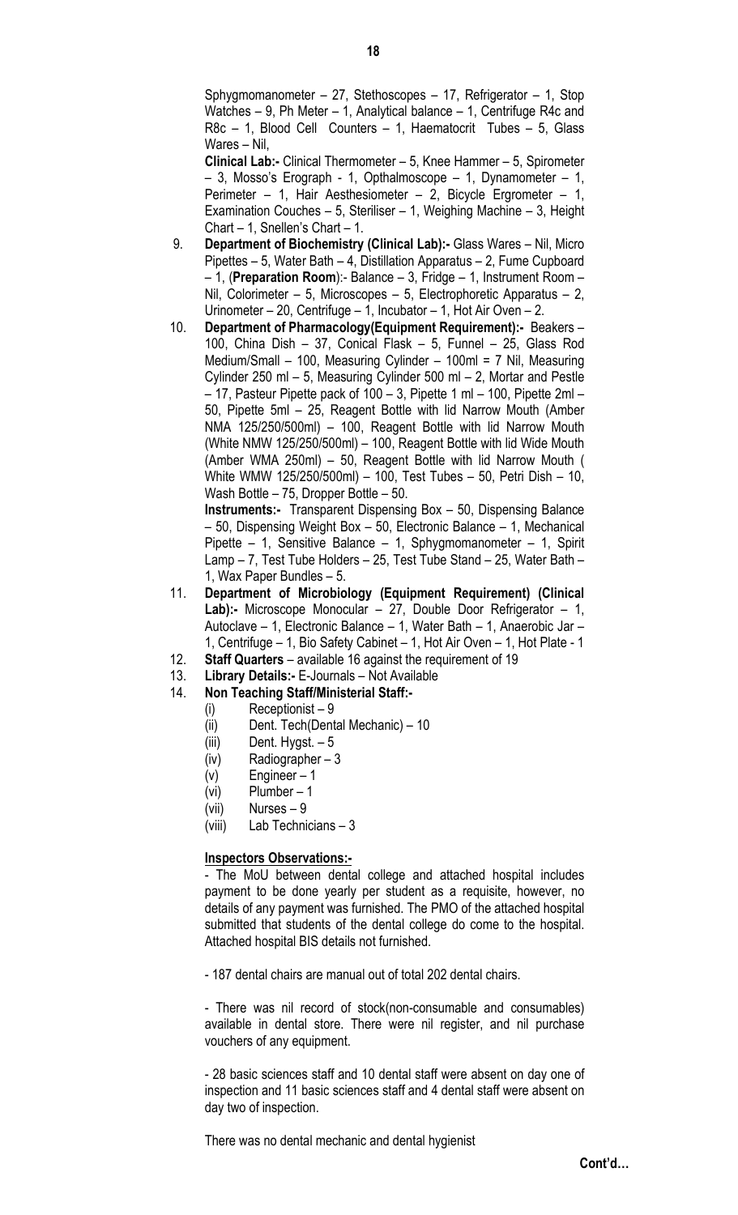Sphygmomanometer – 27, Stethoscopes – 17, Refrigerator – 1, Stop Watches – 9, Ph Meter – 1, Analytical balance – 1, Centrifuge R4c and R8c – 1, Blood Cell Counters – 1, Haematocrit Tubes – 5, Glass Wares – Nil,

**Clinical Lab:-** Clinical Thermometer – 5, Knee Hammer – 5, Spirometer – 3, Mosso's Erograph - 1, Opthalmoscope – 1, Dynamometer – 1, Perimeter – 1, Hair Aesthesiometer – 2, Bicycle Ergrometer – 1, Examination Couches – 5, Steriliser – 1, Weighing Machine – 3, Height Chart – 1, Snellen's Chart – 1.

9. **Department of Biochemistry (Clinical Lab):-** Glass Wares – Nil, Micro Pipettes – 5, Water Bath – 4, Distillation Apparatus – 2, Fume Cupboard – 1, (**Preparation Room**):- Balance – 3, Fridge – 1, Instrument Room – Nil, Colorimeter – 5, Microscopes – 5, Electrophoretic Apparatus – 2, Urinometer – 20, Centrifuge – 1, Incubator – 1, Hot Air Oven – 2.
10. **Department of Pharmacology(Equipment Requirement):-** Beakers – 100, China Dish – 37, Conical Flask – 5, Funnel – 25, Glass Rod Medium/Small – 100, Measuring Cylinder – 100ml = 7 Nil, Measuring Cylinder 250 ml – 5, Measuring Cylinder 500 ml – 2, Mortar and Pestle – 17, Pasteur Pipette pack of 100 – 3, Pipette 1 ml – 100, Pipette 2ml – 50, Pipette 5ml – 25, Reagent Bottle with lid Narrow Mouth (Amber NMA 125/250/500ml) – 100, Reagent Bottle with lid Narrow Mouth (White NMW 125/250/500ml) – 100, Reagent Bottle with lid Wide Mouth (Amber WMA 250ml) – 50, Reagent Bottle with lid Narrow Mouth ( White WMW 125/250/500ml) – 100, Test Tubes – 50, Petri Dish – 10, Wash Bottle – 75, Dropper Bottle – 50.

    **Instruments:-** Transparent Dispensing Box – 50, Dispensing Balance – 50, Dispensing Weight Box – 50, Electronic Balance – 1, Mechanical Pipette – 1, Sensitive Balance – 1, Sphygmomanometer – 1, Spirit Lamp – 7, Test Tube Holders – 25, Test Tube Stand – 25, Water Bath – 1, Wax Paper Bundles – 5.
11. **Department of Microbiology (Equipment Requirement) (Clinical Lab):-** Microscope Monocular – 27, Double Door Refrigerator – 1, Autoclave – 1, Electronic Balance – 1, Water Bath – 1, Anaerobic Jar – 1, Centrifuge – 1, Bio Safety Cabinet – 1, Hot Air Oven – 1, Hot Plate - 1
12. **Staff Quarters** – available 16 against the requirement of 19
13. **Library Details:-** E-Journals – Not Available
14. **Non Teaching Staff/Ministerial Staff:-**
    (i) Receptionist – 9
    (ii) Dent. Tech(Dental Mechanic) – 10
    (iii) Dent. Hygst. – 5
    (iv) Radiographer – 3
    (v) Engineer – 1
    (vi) Plumber – 1
    (vii) Nurses – 9
    (viii) Lab Technicians – 3

**Inspectors Observations:-**

- The MoU between dental college and attached hospital includes payment to be done yearly per student as a requisite, however, no details of any payment was furnished. The PMO of the attached hospital submitted that students of the dental college do come to the hospital. Attached hospital BIS details not furnished.

- 187 dental chairs are manual out of total 202 dental chairs.

- There was nil record of stock(non-consumable and consumables) available in dental store. There were nil register, and nil purchase vouchers of any equipment.

- 28 basic sciences staff and 10 dental staff were absent on day one of inspection and 11 basic sciences staff and 4 dental staff were absent on day two of inspection.

There was no dental mechanic and dental hygienist

**Cont'd…**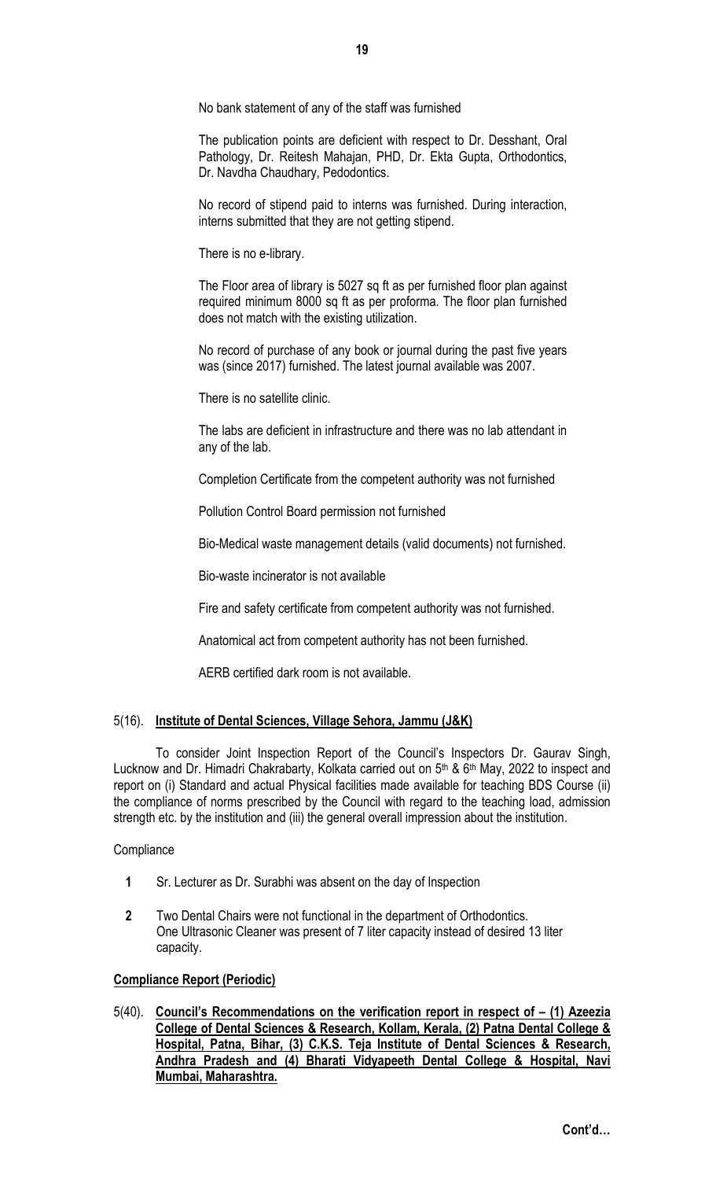No bank statement of any of the staff was furnished

The publication points are deficient with respect to Dr. Desshant, Oral Pathology, Dr. Reitesh Mahajan, PHD, Dr. Ekta Gupta, Orthodontics, Dr. Navdha Chaudhary, Pedodontics.

No record of stipend paid to interns was furnished. During interaction, interns submitted that they are not getting stipend.

There is no e-library.

The Floor area of library is 5027 sq ft as per furnished floor plan against required minimum 8000 sq ft as per proforma. The floor plan furnished does not match with the existing utilization.

No record of purchase of any book or journal during the past five years was (since 2017) furnished. The latest journal available was 2007.

There is no satellite clinic.

The labs are deficient in infrastructure and there was no lab attendant in any of the lab.

Completion Certificate from the competent authority was not furnished

Pollution Control Board permission not furnished

Bio-Medical waste management details (valid documents) not furnished.

Bio-waste incinerator is not available

Fire and safety certificate from competent authority was not furnished.

Anatomical act from competent authority has not been furnished.

AERB certified dark room is not available.

5(16). **Institute of Dental Sciences, Village Sehora, Jammu (J&K)**

To consider Joint Inspection Report of the Council's Inspectors Dr. Gaurav Singh, Lucknow and Dr. Himadri Chakrabarty, Kolkata carried out on 5th & 6th May, 2022 to inspect and report on (i) Standard and actual Physical facilities made available for teaching BDS Course (ii) the compliance of norms prescribed by the Council with regard to the teaching load, admission strength etc. by the institution and (iii) the general overall impression about the institution.

Compliance

1. Sr. Lecturer as Dr. Surabhi was absent on the day of Inspection
2. Two Dental Chairs were not functional in the department of Orthodontics. One Ultrasonic Cleaner was present of 7 liter capacity instead of desired 13 liter capacity.

**Compliance Report (Periodic)**

5(40). **Council's Recommendations on the verification report in respect of – (1) Azeezia College of Dental Sciences & Research, Kollam, Kerala, (2) Patna Dental College & Hospital, Patna, Bihar, (3) C.K.S. Teja Institute of Dental Sciences & Research, Andhra Pradesh and (4) Bharati Vidyapeeth Dental College & Hospital, Navi Mumbai, Maharashtra.**

**Cont'd…**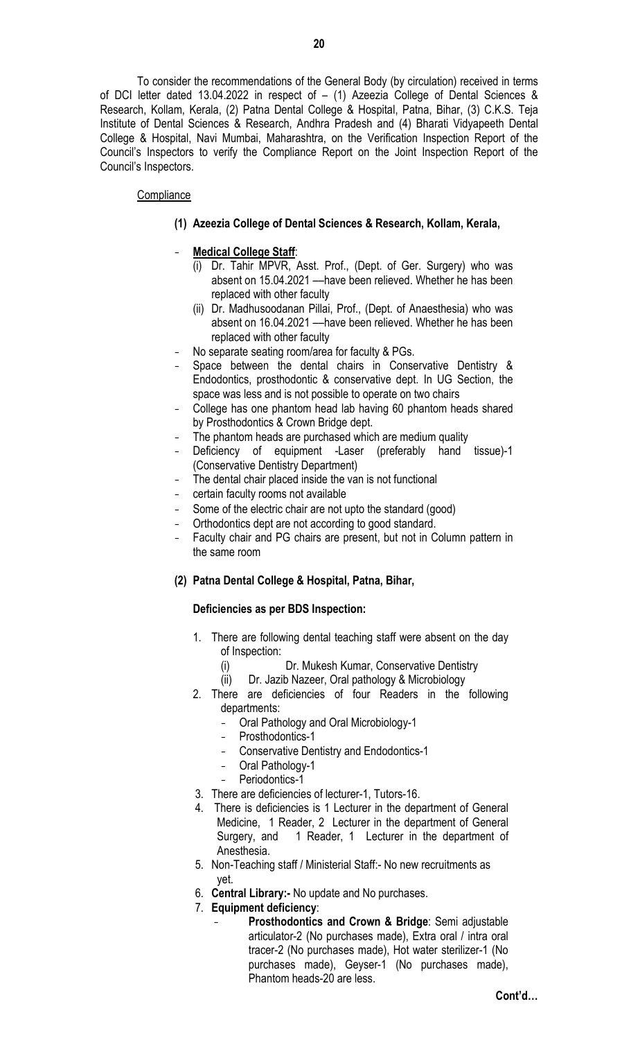To consider the recommendations of the General Body (by circulation) received in terms of DCI letter dated 13.04.2022 in respect of – (1) Azeezia College of Dental Sciences & Research, Kollam, Kerala, (2) Patna Dental College & Hospital, Patna, Bihar, (3) C.K.S. Teja Institute of Dental Sciences & Research, Andhra Pradesh and (4) Bharati Vidyapeeth Dental College & Hospital, Navi Mumbai, Maharashtra, on the Verification Inspection Report of the Council's Inspectors to verify the Compliance Report on the Joint Inspection Report of the Council's Inspectors.

Compliance

**(1) Azeezia College of Dental Sciences & Research, Kollam, Kerala,**

- **Medical College Staff**:
  - (i) Dr. Tahir MPVR, Asst. Prof., (Dept. of Ger. Surgery) who was absent on 15.04.2021 —have been relieved. Whether he has been replaced with other faculty
  - (ii) Dr. Madhusoodanan Pillai, Prof., (Dept. of Anaesthesia) who was absent on 16.04.2021 —have been relieved. Whether he has been replaced with other faculty
- No separate seating room/area for faculty & PGs.
- Space between the dental chairs in Conservative Dentistry & Endodontics, prosthodontic & conservative dept. In UG Section, the space was less and is not possible to operate on two chairs
- College has one phantom head lab having 60 phantom heads shared by Prosthodontics & Crown Bridge dept.
- The phantom heads are purchased which are medium quality
- Deficiency of equipment -Laser (preferably hand tissue)-1 (Conservative Dentistry Department)
- The dental chair placed inside the van is not functional
- certain faculty rooms not available
- Some of the electric chair are not upto the standard (good)
- Orthodontics dept are not according to good standard.
- Faculty chair and PG chairs are present, but not in Column pattern in the same room

**(2) Patna Dental College & Hospital, Patna, Bihar,**

**Deficiencies as per BDS Inspection:**

1. There are following dental teaching staff were absent on the day of Inspection:
   - (i) Dr. Mukesh Kumar, Conservative Dentistry
   - (ii) Dr. Jazib Nazeer, Oral pathology & Microbiology
2. There are deficiencies of four Readers in the following departments:
   - Oral Pathology and Oral Microbiology-1
   - Prosthodontics-1
   - Conservative Dentistry and Endodontics-1
   - Oral Pathology-1
   - Periodontics-1
3. There are deficiencies of lecturer-1, Tutors-16.
4. There is deficiencies is 1 Lecturer in the department of General Medicine, 1 Reader, 2 Lecturer in the department of General Surgery, and 1 Reader, 1 Lecturer in the department of Anesthesia.
5. Non-Teaching staff / Ministerial Staff:- No new recruitments as yet.
6. **Central Library:-** No update and No purchases.
7. **Equipment deficiency**:
   - **Prosthodontics and Crown & Bridge**: Semi adjustable articulator-2 (No purchases made), Extra oral / intra oral tracer-2 (No purchases made), Hot water sterilizer-1 (No purchases made), Geyser-1 (No purchases made), Phantom heads-20 are less.

**Cont'd…**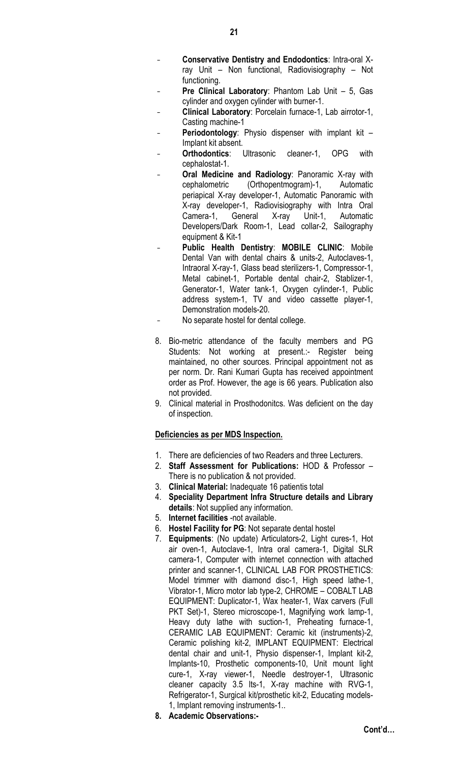- **Conservative Dentistry and Endodontics**: Intra-oral X-ray Unit – Non functional, Radiovisiography – Not functioning.
- **Pre Clinical Laboratory**: Phantom Lab Unit – 5, Gas cylinder and oxygen cylinder with burner-1.
- **Clinical Laboratory**: Porcelain furnace-1, Lab airrotor-1, Casting machine-1
- **Periodontology**: Physio dispenser with implant kit – Implant kit absent.
- **Orthodontics**: Ultrasonic cleaner-1, OPG with cephalostat-1.
- **Oral Medicine and Radiology**: Panoramic X-ray with cephalometric (Orthopentmogram)-1, Automatic periapical X-ray developer-1, Automatic Panoramic with X-ray developer-1, Radiovisiography with Intra Oral Camera-1, General X-ray Unit-1, Automatic Developers/Dark Room-1, Lead collar-2, Sailography equipment & Kit-1
- **Public Health Dentistry**: **MOBILE CLINIC**: Mobile Dental Van with dental chairs & units-2, Autoclaves-1, Intraoral X-ray-1, Glass bead sterilizers-1, Compressor-1, Metal cabinet-1, Portable dental chair-2, Stablizer-1, Generator-1, Water tank-1, Oxygen cylinder-1, Public address system-1, TV and video cassette player-1, Demonstration models-20.
- No separate hostel for dental college.

8. Bio-metric attendance of the faculty members and PG Students: Not working at present.:- Register being maintained, no other sources. Principal appointment not as per norm. Dr. Rani Kumari Gupta has received appointment order as Prof. However, the age is 66 years. Publication also not provided.
9. Clinical material in Prosthodonitcs. Was deficient on the day of inspection.

**<u>Deficiencies as per MDS Inspection.</u>**

1. There are deficiencies of two Readers and three Lecturers.
2. **Staff Assessment for Publications:** HOD & Professor – There is no publication & not provided.
3. **Clinical Material:** Inadequate 16 patientis total
4. **Speciality Department Infra Structure details and Library details**: Not supplied any information.
5. **Internet facilities** -not available.
6. **Hostel Facility for PG**: Not separate dental hostel
7. **Equipments**: (No update) Articulators-2, Light cures-1, Hot air oven-1, Autoclave-1, Intra oral camera-1, Digital SLR camera-1, Computer with internet connection with attached printer and scanner-1, CLINICAL LAB FOR PROSTHETICS: Model trimmer with diamond disc-1, High speed lathe-1, Vibrator-1, Micro motor lab type-2, CHROME – COBALT LAB EQUIPMENT: Duplicator-1, Wax heater-1, Wax carvers (Full PKT Set)-1, Stereo microscope-1, Magnifying work lamp-1, Heavy duty lathe with suction-1, Preheating furnace-1, CERAMIC LAB EQUIPMENT: Ceramic kit (instruments)-2, Ceramic polishing kit-2, IMPLANT EQUIPMENT: Electrical dental chair and unit-1, Physio dispenser-1, Implant kit-2, Implants-10, Prosthetic components-10, Unit mount light cure-1, X-ray viewer-1, Needle destroyer-1, Ultrasonic cleaner capacity 3.5 lts-1, X-ray machine with RVG-1, Refrigerator-1, Surgical kit/prosthetic kit-2, Educating models-1, Implant removing instruments-1..
8. **Academic Observations:-**

**Cont'd…**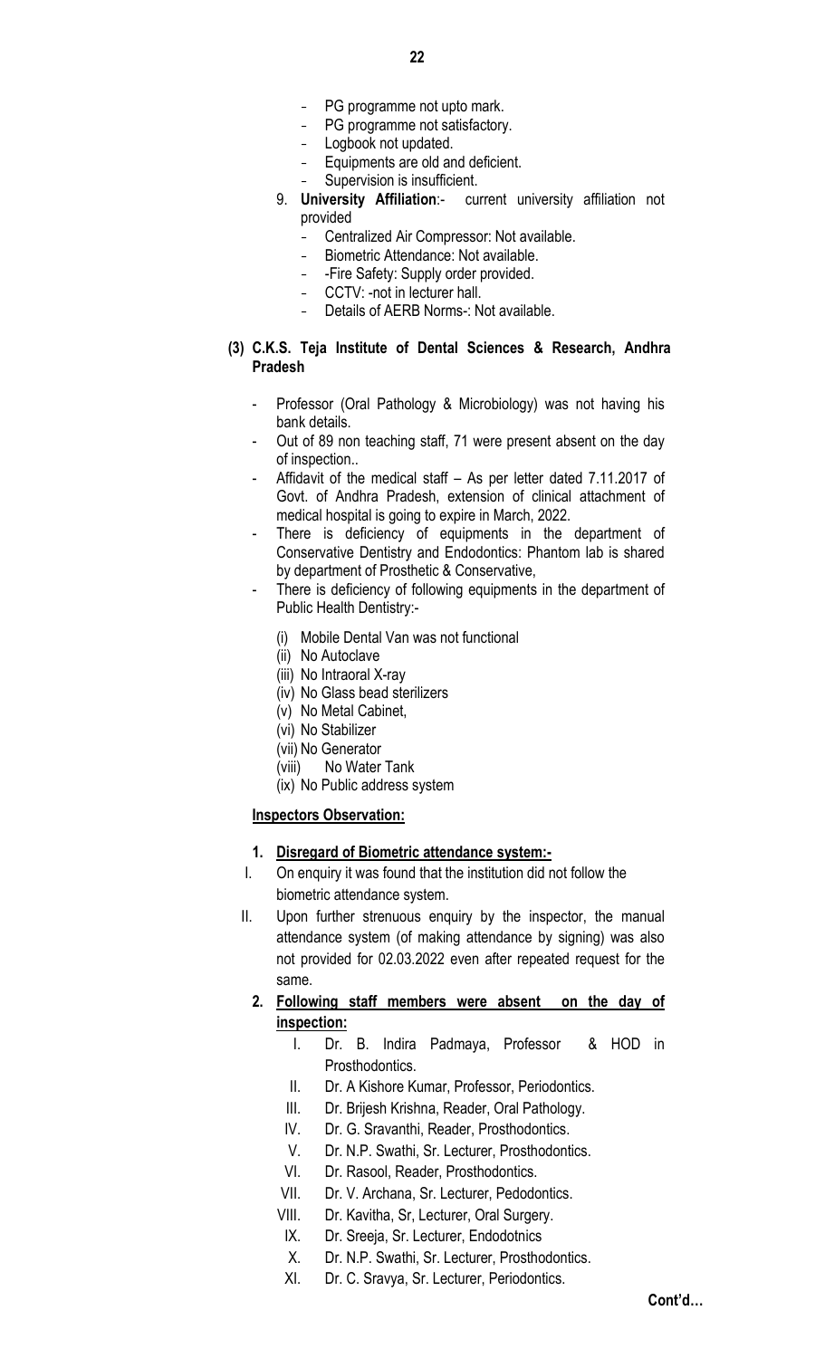- PG programme not upto mark.
- PG programme not satisfactory.
- Logbook not updated.
- Equipments are old and deficient.
- Supervision is insufficient.

9. **University Affiliation**:- current university affiliation not provided
   - Centralized Air Compressor: Not available.
   - Biometric Attendance: Not available.
   - -Fire Safety: Supply order provided.
   - CCTV: -not in lecturer hall.
   - Details of AERB Norms-: Not available.

**(3) C.K.S. Teja Institute of Dental Sciences & Research, Andhra Pradesh**

- Professor (Oral Pathology & Microbiology) was not having his bank details.
- Out of 89 non teaching staff, 71 were present absent on the day of inspection..
- Affidavit of the medical staff – As per letter dated 7.11.2017 of Govt. of Andhra Pradesh, extension of clinical attachment of medical hospital is going to expire in March, 2022.
- There is deficiency of equipments in the department of Conservative Dentistry and Endodontics: Phantom lab is shared by department of Prosthetic & Conservative,
- There is deficiency of following equipments in the department of Public Health Dentistry:-
  - (i) Mobile Dental Van was not functional
  - (ii) No Autoclave
  - (iii) No Intraoral X-ray
  - (iv) No Glass bead sterilizers
  - (v) No Metal Cabinet,
  - (vi) No Stabilizer
  - (vii) No Generator
  - (viii) No Water Tank
  - (ix) No Public address system

**Inspectors Observation:**

1. **Disregard of Biometric attendance system:-**

I. On enquiry it was found that the institution did not follow the biometric attendance system.

II. Upon further strenuous enquiry by the inspector, the manual attendance system (of making attendance by signing) was also not provided for 02.03.2022 even after repeated request for the same.

2. **Following staff members were absent on the day of inspection:**

   I. Dr. B. Indira Padmaya, Professor & HOD in Prosthodontics.
   II. Dr. A Kishore Kumar, Professor, Periodontics.
   III. Dr. Brijesh Krishna, Reader, Oral Pathology.
   IV. Dr. G. Sravanthi, Reader, Prosthodontics.
   V. Dr. N.P. Swathi, Sr. Lecturer, Prosthodontics.
   VI. Dr. Rasool, Reader, Prosthodontics.
   VII. Dr. V. Archana, Sr. Lecturer, Pedodontics.
   VIII. Dr. Kavitha, Sr, Lecturer, Oral Surgery.
   IX. Dr. Sreeja, Sr. Lecturer, Endodotnics
   X. Dr. N.P. Swathi, Sr. Lecturer, Prosthodontics.
   XI. Dr. C. Sravya, Sr. Lecturer, Periodontics.

**Cont'd…**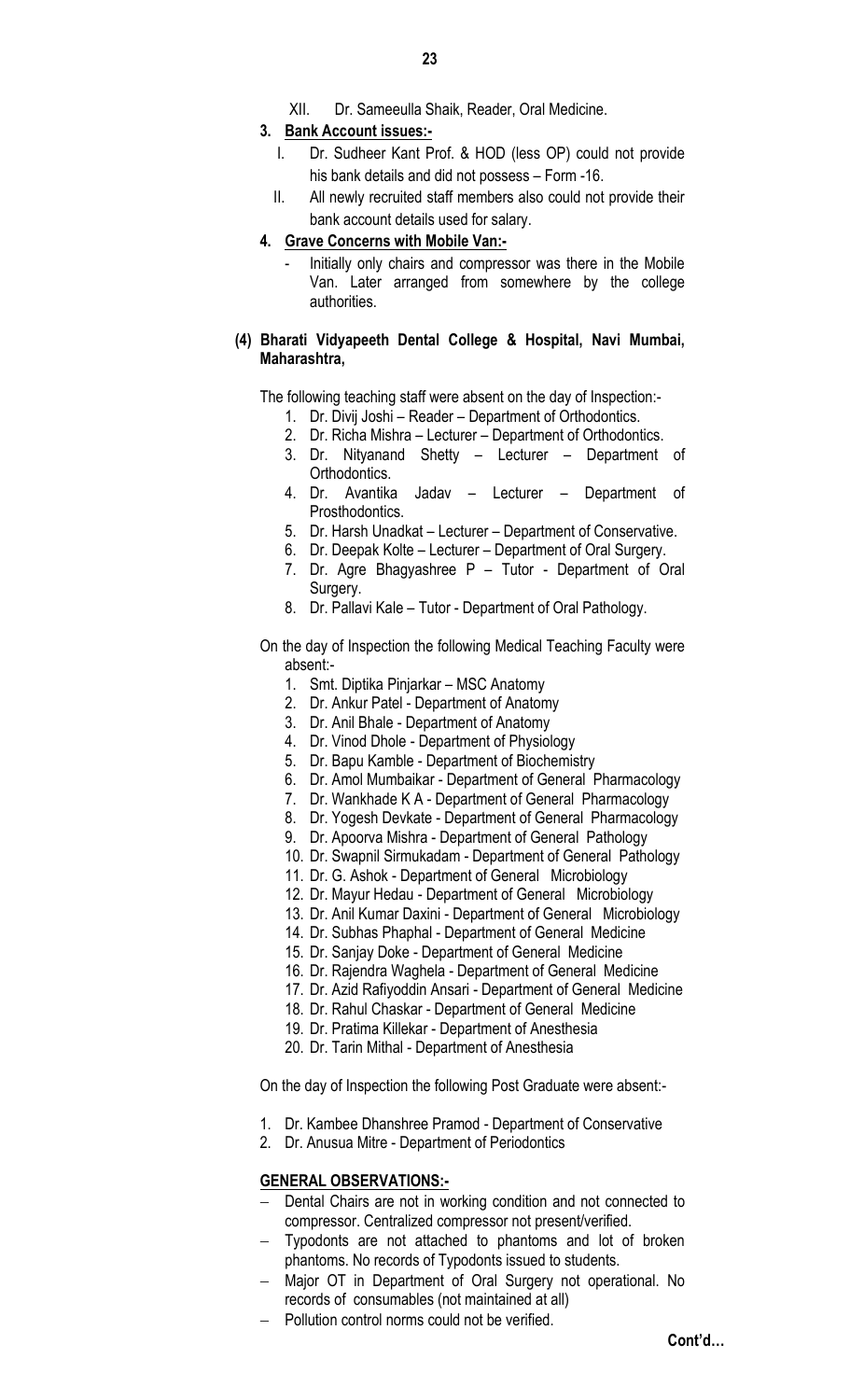XII. Dr. Sameeulla Shaik, Reader, Oral Medicine.

3. **Bank Account issues:-**
   I. Dr. Sudheer Kant Prof. & HOD (less OP) could not provide his bank details and did not possess – Form -16.
   II. All newly recruited staff members also could not provide their bank account details used for salary.

4. **Grave Concerns with Mobile Van:-**
   - Initially only chairs and compressor was there in the Mobile Van. Later arranged from somewhere by the college authorities.

**(4) Bharati Vidyapeeth Dental College & Hospital, Navi Mumbai, Maharashtra,**

The following teaching staff were absent on the day of Inspection:-

1. Dr. Divij Joshi – Reader – Department of Orthodontics.
2. Dr. Richa Mishra – Lecturer – Department of Orthodontics.
3. Dr. Nityanand Shetty – Lecturer – Department of Orthodontics.
4. Dr. Avantika Jadav – Lecturer – Department of Prosthodontics.
5. Dr. Harsh Unadkat – Lecturer – Department of Conservative.
6. Dr. Deepak Kolte – Lecturer – Department of Oral Surgery.
7. Dr. Agre Bhagyashree P – Tutor - Department of Oral Surgery.
8. Dr. Pallavi Kale – Tutor - Department of Oral Pathology.

On the day of Inspection the following Medical Teaching Faculty were absent:-

1. Smt. Diptika Pinjarkar – MSC Anatomy
2. Dr. Ankur Patel - Department of Anatomy
3. Dr. Anil Bhale - Department of Anatomy
4. Dr. Vinod Dhole - Department of Physiology
5. Dr. Bapu Kamble - Department of Biochemistry
6. Dr. Amol Mumbaikar - Department of General Pharmacology
7. Dr. Wankhade K A - Department of General Pharmacology
8. Dr. Yogesh Devkate - Department of General Pharmacology
9. Dr. Apoorva Mishra - Department of General Pathology
10. Dr. Swapnil Sirmukadam - Department of General Pathology
11. Dr. G. Ashok - Department of General Microbiology
12. Dr. Mayur Hedau - Department of General Microbiology
13. Dr. Anil Kumar Daxini - Department of General Microbiology
14. Dr. Subhas Phaphal - Department of General Medicine
15. Dr. Sanjay Doke - Department of General Medicine
16. Dr. Rajendra Waghela - Department of General Medicine
17. Dr. Azid Rafiyoddin Ansari - Department of General Medicine
18. Dr. Rahul Chaskar - Department of General Medicine
19. Dr. Pratima Killekar - Department of Anesthesia
20. Dr. Tarin Mithal - Department of Anesthesia

On the day of Inspection the following Post Graduate were absent:-

1. Dr. Kambee Dhanshree Pramod - Department of Conservative
2. Dr. Anusua Mitre - Department of Periodontics

**GENERAL OBSERVATIONS:-**

- Dental Chairs are not in working condition and not connected to compressor. Centralized compressor not present/verified.
- Typodonts are not attached to phantoms and lot of broken phantoms. No records of Typodonts issued to students.
- Major OT in Department of Oral Surgery not operational. No records of consumables (not maintained at all)
- Pollution control norms could not be verified.

**Cont'd…**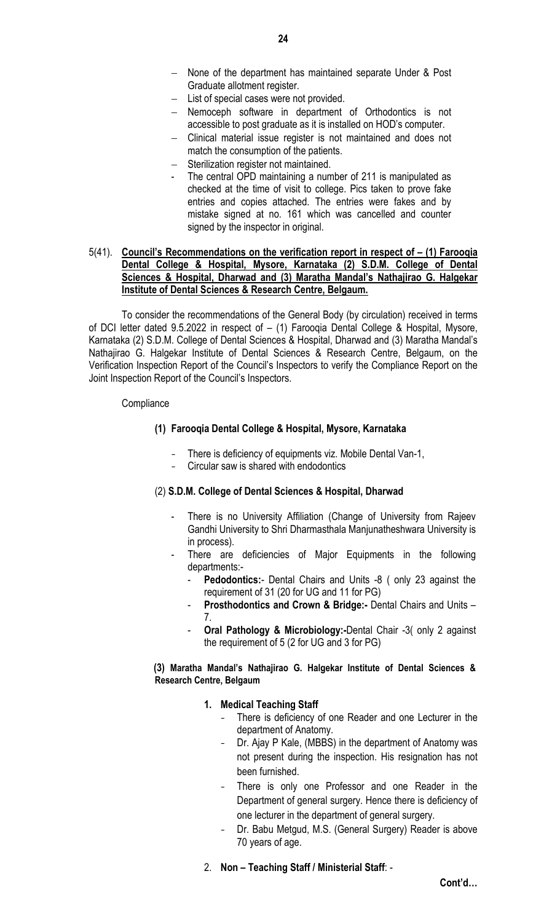- None of the department has maintained separate Under & Post Graduate allotment register.
- List of special cases were not provided.
- Nemoceph software in department of Orthodontics is not accessible to post graduate as it is installed on HOD's computer.
- Clinical material issue register is not maintained and does not match the consumption of the patients.
- Sterilization register not maintained.
- The central OPD maintaining a number of 211 is manipulated as checked at the time of visit to college. Pics taken to prove fake entries and copies attached. The entries were fakes and by mistake signed at no. 161 which was cancelled and counter signed by the inspector in original.

5(41). **Council's Recommendations on the verification report in respect of – (1) Farooqia Dental College & Hospital, Mysore, Karnataka (2) S.D.M. College of Dental Sciences & Hospital, Dharwad and (3) Maratha Mandal's Nathajirao G. Halgekar Institute of Dental Sciences & Research Centre, Belgaum.**

To consider the recommendations of the General Body (by circulation) received in terms of DCI letter dated 9.5.2022 in respect of – (1) Farooqia Dental College & Hospital, Mysore, Karnataka (2) S.D.M. College of Dental Sciences & Hospital, Dharwad and (3) Maratha Mandal's Nathajirao G. Halgekar Institute of Dental Sciences & Research Centre, Belgaum, on the Verification Inspection Report of the Council's Inspectors to verify the Compliance Report on the Joint Inspection Report of the Council's Inspectors.

Compliance

**(1) Farooqia Dental College & Hospital, Mysore, Karnataka**

- There is deficiency of equipments viz. Mobile Dental Van-1,
- Circular saw is shared with endodontics

(2) **S.D.M. College of Dental Sciences & Hospital, Dharwad**

- There is no University Affiliation (Change of University from Rajeev Gandhi University to Shri Dharmasthala Manjunatheshwara University is in process).
- There are deficiencies of Major Equipments in the following departments:-
  - **Pedodontics:**- Dental Chairs and Units -8 ( only 23 against the requirement of 31 (20 for UG and 11 for PG)
  - **Prosthodontics and Crown & Bridge:-** Dental Chairs and Units – 7.
  - **Oral Pathology & Microbiology:-**Dental Chair -3( only 2 against the requirement of 5 (2 for UG and 3 for PG)

**(3) Maratha Mandal's Nathajirao G. Halgekar Institute of Dental Sciences & Research Centre, Belgaum**

1. **Medical Teaching Staff**
   - There is deficiency of one Reader and one Lecturer in the department of Anatomy.
   - Dr. Ajay P Kale, (MBBS) in the department of Anatomy was not present during the inspection. His resignation has not been furnished.
   - There is only one Professor and one Reader in the Department of general surgery. Hence there is deficiency of one lecturer in the department of general surgery.
   - Dr. Babu Metgud, M.S. (General Surgery) Reader is above 70 years of age.
2. **Non – Teaching Staff / Ministerial Staff**: -

**Cont'd…**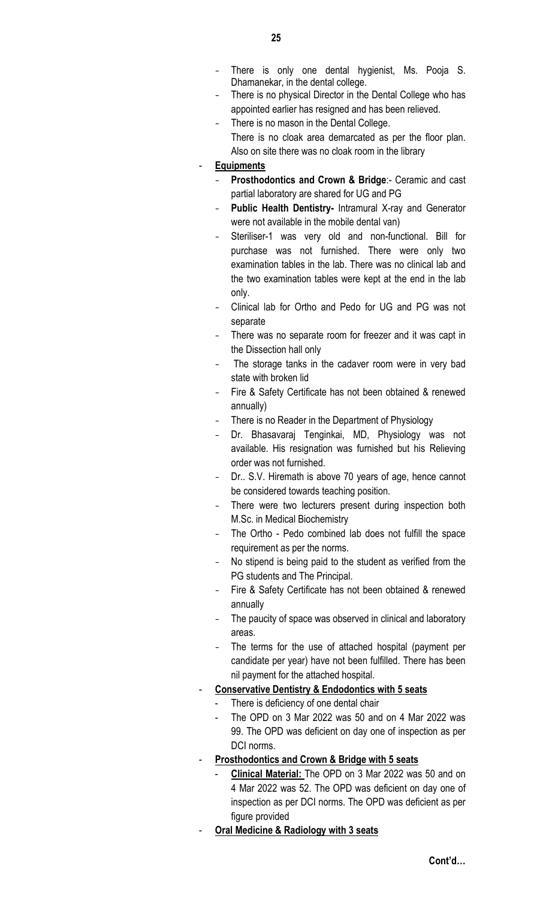- There is only one dental hygienist, Ms. Pooja S. Dhamanekar, in the dental college.
- There is no physical Director in the Dental College who has appointed earlier has resigned and has been relieved.
- There is no mason in the Dental College.
  There is no cloak area demarcated as per the floor plan. Also on site there was no cloak room in the library

- **Equipments**
  - **Prosthodontics and Crown & Bridge**:- Ceramic and cast partial laboratory are shared for UG and PG
  - **Public Health Dentistry-** Intramural X-ray and Generator were not available in the mobile dental van)
  - Steriliser-1 was very old and non-functional. Bill for purchase was not furnished. There were only two examination tables in the lab. There was no clinical lab and the two examination tables were kept at the end in the lab only.
  - Clinical lab for Ortho and Pedo for UG and PG was not separate
  - There was no separate room for freezer and it was capt in the Dissection hall only
  - The storage tanks in the cadaver room were in very bad state with broken lid
  - Fire & Safety Certificate has not been obtained & renewed annually)
  - There is no Reader in the Department of Physiology
  - Dr. Bhasavaraj Tenginkai, MD, Physiology was not available. His resignation was furnished but his Relieving order was not furnished.
  - Dr.. S.V. Hiremath is above 70 years of age, hence cannot be considered towards teaching position.
  - There were two lecturers present during inspection both M.Sc. in Medical Biochemistry
  - The Ortho - Pedo combined lab does not fulfill the space requirement as per the norms.
  - No stipend is being paid to the student as verified from the PG students and The Principal.
  - Fire & Safety Certificate has not been obtained & renewed annually
  - The paucity of space was observed in clinical and laboratory areas.
  - The terms for the use of attached hospital (payment per candidate per year) have not been fulfilled. There has been nil payment for the attached hospital.

- **Conservative Dentistry & Endodontics with 5 seats**
  - There is deficiency of one dental chair
  - The OPD on 3 Mar 2022 was 50 and on 4 Mar 2022 was 99. The OPD was deficient on day one of inspection as per DCI norms.

- **Prosthodontics and Crown & Bridge with 5 seats**
  - **Clinical Material:** The OPD on 3 Mar 2022 was 50 and on 4 Mar 2022 was 52. The OPD was deficient on day one of inspection as per DCI norms. The OPD was deficient as per figure provided

- **Oral Medicine & Radiology with 3 seats**

Cont'd…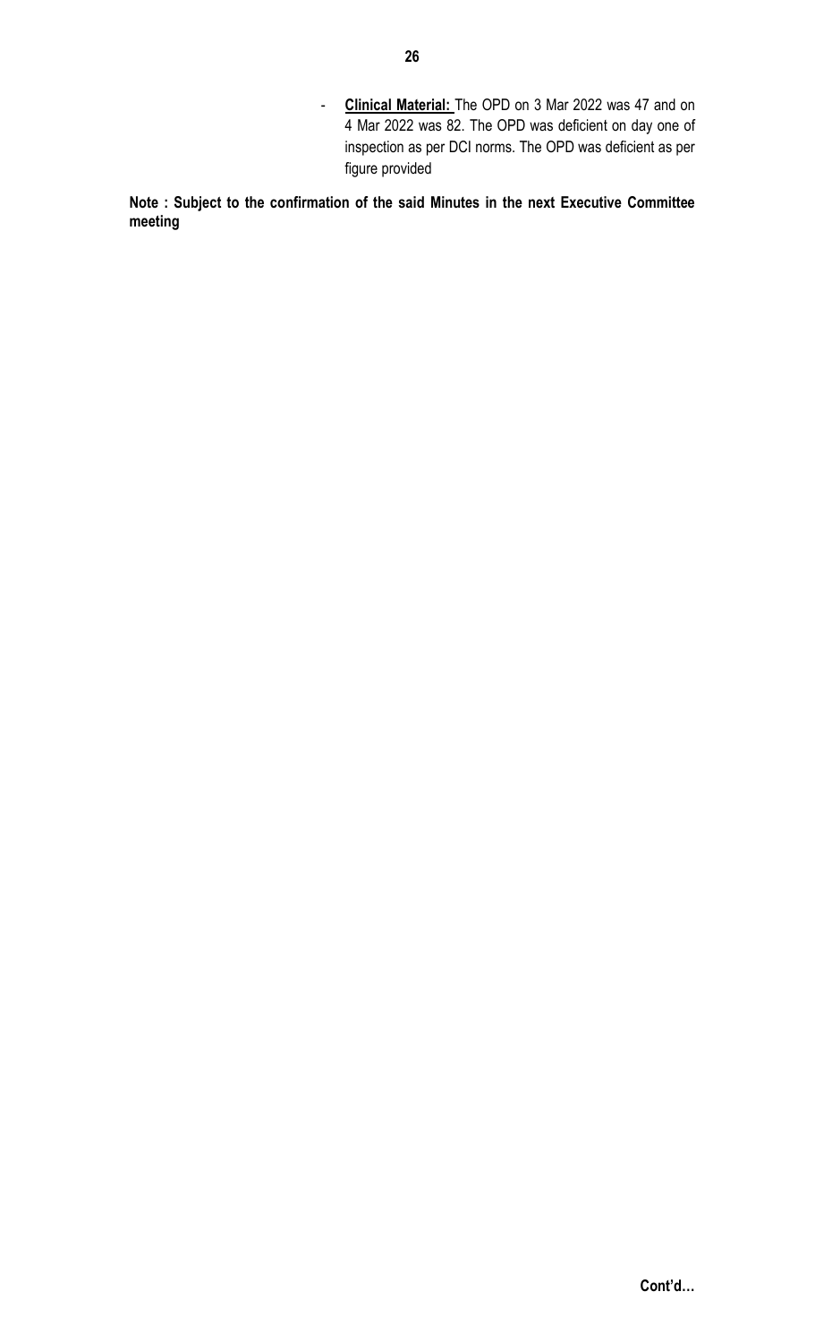- **Clinical Material:** The OPD on 3 Mar 2022 was 47 and on 4 Mar 2022 was 82. The OPD was deficient on day one of inspection as per DCI norms. The OPD was deficient as per figure provided

**Note : Subject to the confirmation of the said Minutes in the next Executive Committee meeting**

**Cont'd…**